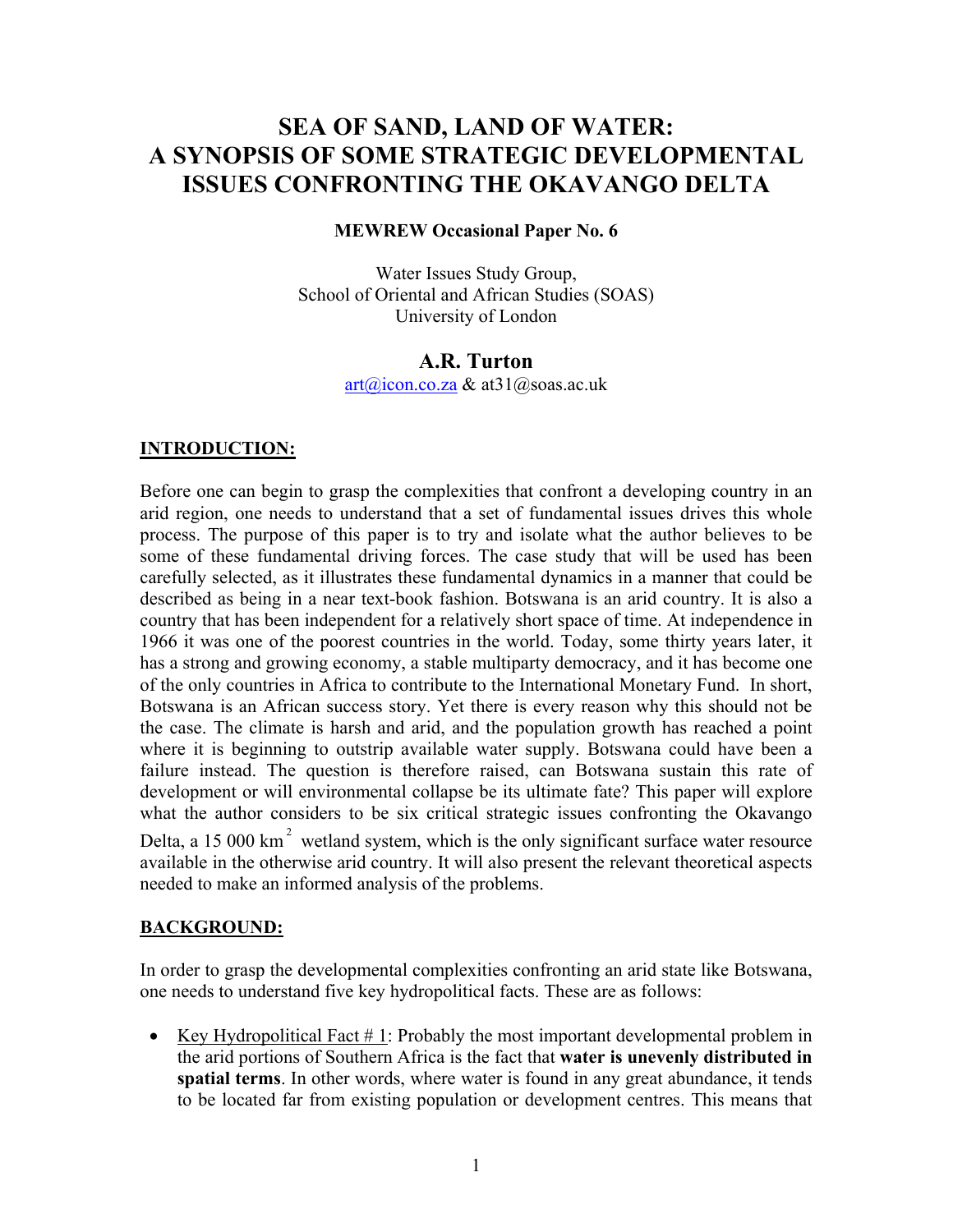# SEA OF SAND, LAND OF WATER: A SYNOPSIS OF SOME STRATEGIC DEVELOPMENTAL ISSUES CONFRONTING THE OKAVANGO DELTA

**MEWREW Occasional Paper No. 6**

Water Issues Study Group,
School of Oriental and African Studies (SOAS)
University of London

## A.R. Turton

art@icon.co.za & at31@soas.ac.uk

## INTRODUCTION:

Before one can begin to grasp the complexities that confront a developing country in an arid region, one needs to understand that a set of fundamental issues drives this whole process. The purpose of this paper is to try and isolate what the author believes to be some of these fundamental driving forces. The case study that will be used has been carefully selected, as it illustrates these fundamental dynamics in a manner that could be described as being in a near text-book fashion. Botswana is an arid country. It is also a country that has been independent for a relatively short space of time. At independence in 1966 it was one of the poorest countries in the world. Today, some thirty years later, it has a strong and growing economy, a stable multiparty democracy, and it has become one of the only countries in Africa to contribute to the International Monetary Fund. In short, Botswana is an African success story. Yet there is every reason why this should not be the case. The climate is harsh and arid, and the population growth has reached a point where it is beginning to outstrip available water supply. Botswana could have been a failure instead. The question is therefore raised, can Botswana sustain this rate of development or will environmental collapse be its ultimate fate? This paper will explore what the author considers to be six critical strategic issues confronting the Okavango Delta, a 15 000 km$^2$ wetland system, which is the only significant surface water resource available in the otherwise arid country. It will also present the relevant theoretical aspects needed to make an informed analysis of the problems.

## BACKGROUND:

In order to grasp the developmental complexities confronting an arid state like Botswana, one needs to understand five key hydropolitical facts. These are as follows:

- Key Hydropolitical Fact # 1: Probably the most important developmental problem in the arid portions of Southern Africa is the fact that **water is unevenly distributed in spatial terms**. In other words, where water is found in any great abundance, it tends to be located far from existing population or development centres. This means that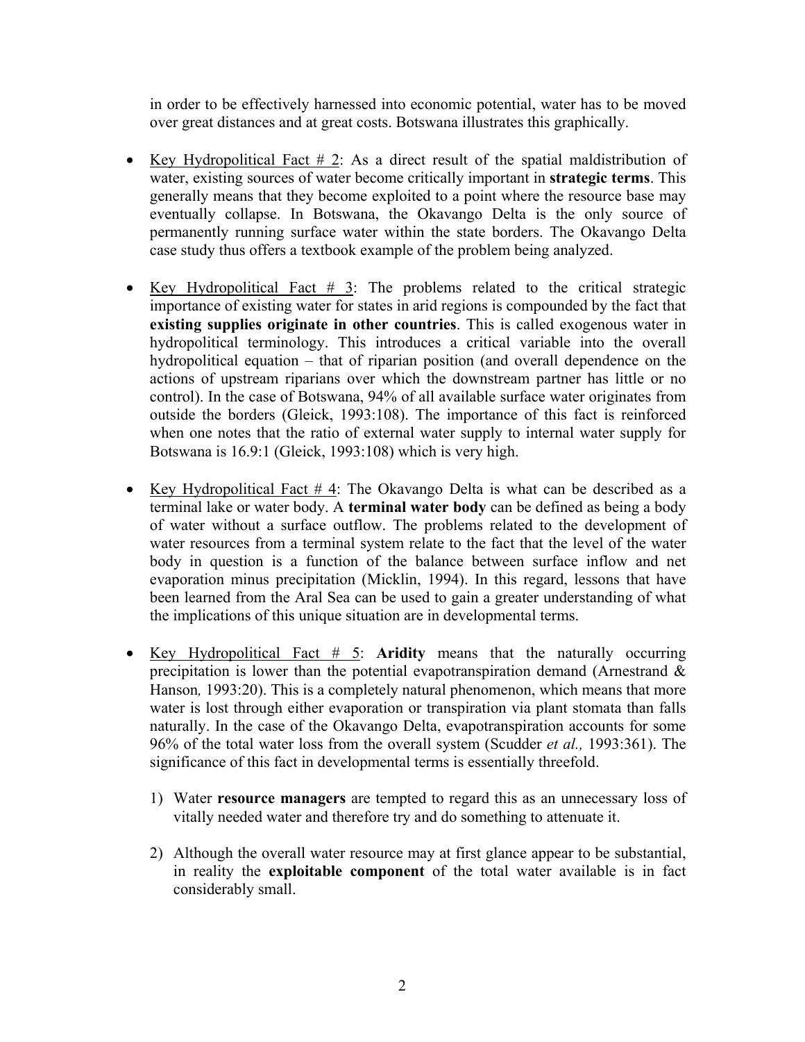in order to be effectively harnessed into economic potential, water has to be moved over great distances and at great costs. Botswana illustrates this graphically.

- Key Hydropolitical Fact # 2: As a direct result of the spatial maldistribution of water, existing sources of water become critically important in **strategic terms**. This generally means that they become exploited to a point where the resource base may eventually collapse. In Botswana, the Okavango Delta is the only source of permanently running surface water within the state borders. The Okavango Delta case study thus offers a textbook example of the problem being analyzed.

- Key Hydropolitical Fact # 3: The problems related to the critical strategic importance of existing water for states in arid regions is compounded by the fact that **existing supplies originate in other countries**. This is called exogenous water in hydropolitical terminology. This introduces a critical variable into the overall hydropolitical equation – that of riparian position (and overall dependence on the actions of upstream riparians over which the downstream partner has little or no control). In the case of Botswana, 94% of all available surface water originates from outside the borders (Gleick, 1993:108). The importance of this fact is reinforced when one notes that the ratio of external water supply to internal water supply for Botswana is 16.9:1 (Gleick, 1993:108) which is very high.

- Key Hydropolitical Fact # 4: The Okavango Delta is what can be described as a terminal lake or water body. A **terminal water body** can be defined as being a body of water without a surface outflow. The problems related to the development of water resources from a terminal system relate to the fact that the level of the water body in question is a function of the balance between surface inflow and net evaporation minus precipitation (Micklin, 1994). In this regard, lessons that have been learned from the Aral Sea can be used to gain a greater understanding of what the implications of this unique situation are in developmental terms.

- Key Hydropolitical Fact # 5: **Aridity** means that the naturally occurring precipitation is lower than the potential evapotranspiration demand (Arnestrand & Hanson*,* 1993:20). This is a completely natural phenomenon, which means that more water is lost through either evaporation or transpiration via plant stomata than falls naturally. In the case of the Okavango Delta, evapotranspiration accounts for some 96% of the total water loss from the overall system (Scudder *et al.,* 1993:361). The significance of this fact in developmental terms is essentially threefold.

  1) Water **resource managers** are tempted to regard this as an unnecessary loss of vitally needed water and therefore try and do something to attenuate it.

  2) Although the overall water resource may at first glance appear to be substantial, in reality the **exploitable component** of the total water available is in fact considerably small.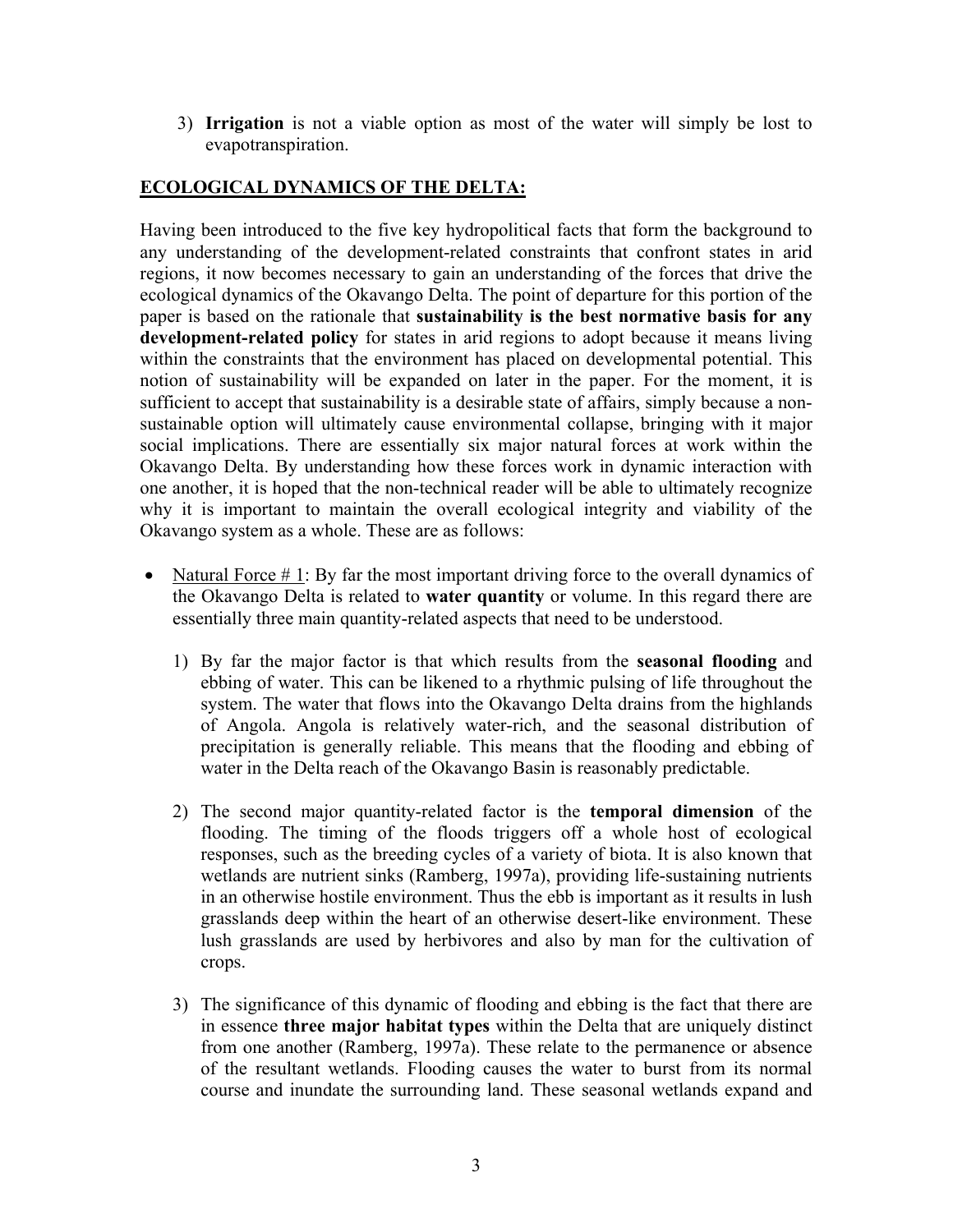3) **Irrigation** is not a viable option as most of the water will simply be lost to evapotranspiration.

## ECOLOGICAL DYNAMICS OF THE DELTA:

Having been introduced to the five key hydropolitical facts that form the background to any understanding of the development-related constraints that confront states in arid regions, it now becomes necessary to gain an understanding of the forces that drive the ecological dynamics of the Okavango Delta. The point of departure for this portion of the paper is based on the rationale that **sustainability is the best normative basis for any development-related policy** for states in arid regions to adopt because it means living within the constraints that the environment has placed on developmental potential. This notion of sustainability will be expanded on later in the paper. For the moment, it is sufficient to accept that sustainability is a desirable state of affairs, simply because a non-sustainable option will ultimately cause environmental collapse, bringing with it major social implications. There are essentially six major natural forces at work within the Okavango Delta. By understanding how these forces work in dynamic interaction with one another, it is hoped that the non-technical reader will be able to ultimately recognize why it is important to maintain the overall ecological integrity and viability of the Okavango system as a whole. These are as follows:

- Natural Force # 1: By far the most important driving force to the overall dynamics of the Okavango Delta is related to **water quantity** or volume. In this regard there are essentially three main quantity-related aspects that need to be understood.

  1) By far the major factor is that which results from the **seasonal flooding** and ebbing of water. This can be likened to a rhythmic pulsing of life throughout the system. The water that flows into the Okavango Delta drains from the highlands of Angola. Angola is relatively water-rich, and the seasonal distribution of precipitation is generally reliable. This means that the flooding and ebbing of water in the Delta reach of the Okavango Basin is reasonably predictable.

  2) The second major quantity-related factor is the **temporal dimension** of the flooding. The timing of the floods triggers off a whole host of ecological responses, such as the breeding cycles of a variety of biota. It is also known that wetlands are nutrient sinks (Ramberg, 1997a), providing life-sustaining nutrients in an otherwise hostile environment. Thus the ebb is important as it results in lush grasslands deep within the heart of an otherwise desert-like environment. These lush grasslands are used by herbivores and also by man for the cultivation of crops.

  3) The significance of this dynamic of flooding and ebbing is the fact that there are in essence **three major habitat types** within the Delta that are uniquely distinct from one another (Ramberg, 1997a). These relate to the permanence or absence of the resultant wetlands. Flooding causes the water to burst from its normal course and inundate the surrounding land. These seasonal wetlands expand and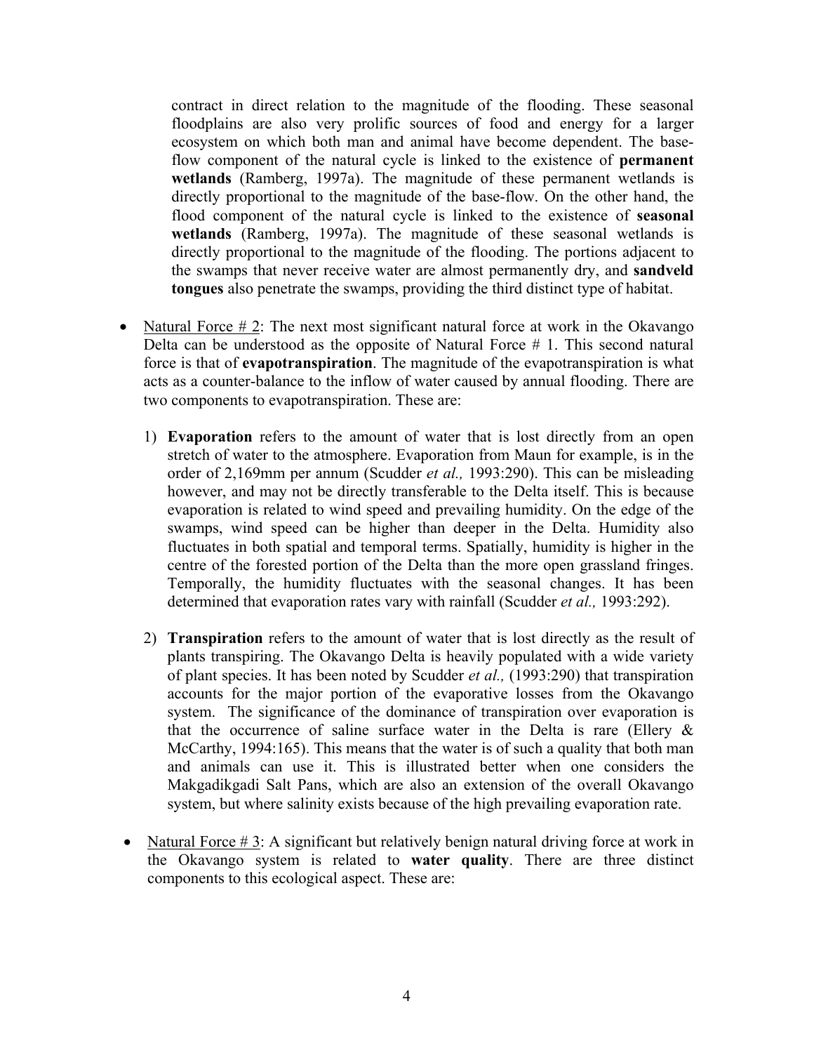contract in direct relation to the magnitude of the flooding. These seasonal floodplains are also very prolific sources of food and energy for a larger ecosystem on which both man and animal have become dependent. The base-flow component of the natural cycle is linked to the existence of **permanent wetlands** (Ramberg, 1997a). The magnitude of these permanent wetlands is directly proportional to the magnitude of the base-flow. On the other hand, the flood component of the natural cycle is linked to the existence of **seasonal wetlands** (Ramberg, 1997a). The magnitude of these seasonal wetlands is directly proportional to the magnitude of the flooding. The portions adjacent to the swamps that never receive water are almost permanently dry, and **sandveld tongues** also penetrate the swamps, providing the third distinct type of habitat.

- Natural Force # 2: The next most significant natural force at work in the Okavango Delta can be understood as the opposite of Natural Force # 1. This second natural force is that of **evapotranspiration**. The magnitude of the evapotranspiration is what acts as a counter-balance to the inflow of water caused by annual flooding. There are two components to evapotranspiration. These are:

  1) **Evaporation** refers to the amount of water that is lost directly from an open stretch of water to the atmosphere. Evaporation from Maun for example, is in the order of 2,169mm per annum (Scudder *et al.,* 1993:290). This can be misleading however, and may not be directly transferable to the Delta itself. This is because evaporation is related to wind speed and prevailing humidity. On the edge of the swamps, wind speed can be higher than deeper in the Delta. Humidity also fluctuates in both spatial and temporal terms. Spatially, humidity is higher in the centre of the forested portion of the Delta than the more open grassland fringes. Temporally, the humidity fluctuates with the seasonal changes. It has been determined that evaporation rates vary with rainfall (Scudder *et al.,* 1993:292).

  2) **Transpiration** refers to the amount of water that is lost directly as the result of plants transpiring. The Okavango Delta is heavily populated with a wide variety of plant species. It has been noted by Scudder *et al.,* (1993:290) that transpiration accounts for the major portion of the evaporative losses from the Okavango system. The significance of the dominance of transpiration over evaporation is that the occurrence of saline surface water in the Delta is rare (Ellery & McCarthy, 1994:165). This means that the water is of such a quality that both man and animals can use it. This is illustrated better when one considers the Makgadikgadi Salt Pans, which are also an extension of the overall Okavango system, but where salinity exists because of the high prevailing evaporation rate.

- Natural Force # 3: A significant but relatively benign natural driving force at work in the Okavango system is related to **water quality**. There are three distinct components to this ecological aspect. These are: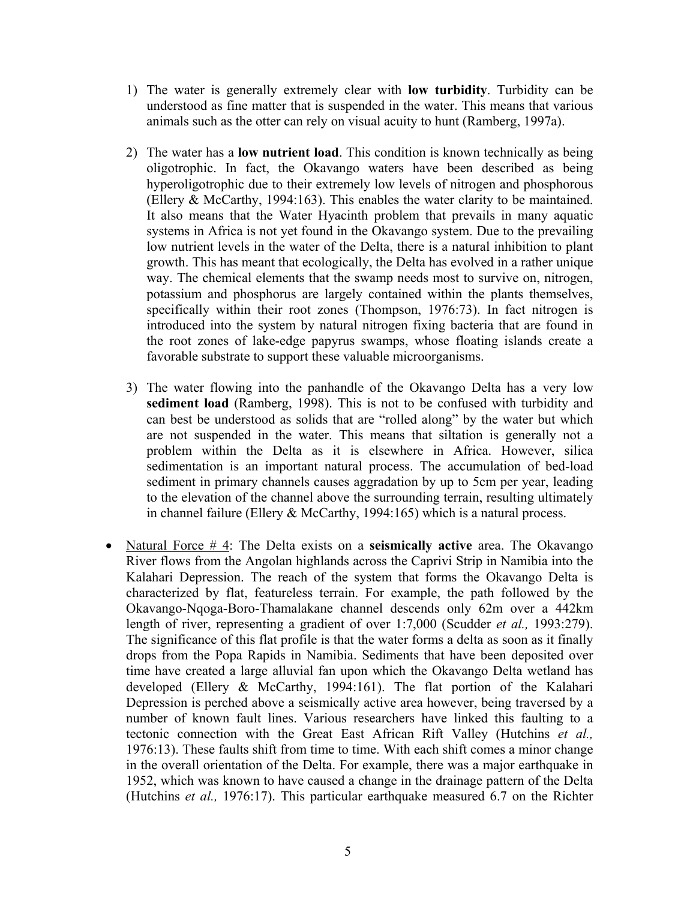1) The water is generally extremely clear with **low turbidity**. Turbidity can be understood as fine matter that is suspended in the water. This means that various animals such as the otter can rely on visual acuity to hunt (Ramberg, 1997a).

2) The water has a **low nutrient load**. This condition is known technically as being oligotrophic. In fact, the Okavango waters have been described as being hyperoligotrophic due to their extremely low levels of nitrogen and phosphorous (Ellery & McCarthy, 1994:163). This enables the water clarity to be maintained. It also means that the Water Hyacinth problem that prevails in many aquatic systems in Africa is not yet found in the Okavango system. Due to the prevailing low nutrient levels in the water of the Delta, there is a natural inhibition to plant growth. This has meant that ecologically, the Delta has evolved in a rather unique way. The chemical elements that the swamp needs most to survive on, nitrogen, potassium and phosphorus are largely contained within the plants themselves, specifically within their root zones (Thompson, 1976:73). In fact nitrogen is introduced into the system by natural nitrogen fixing bacteria that are found in the root zones of lake-edge papyrus swamps, whose floating islands create a favorable substrate to support these valuable microorganisms.

3) The water flowing into the panhandle of the Okavango Delta has a very low **sediment load** (Ramberg, 1998). This is not to be confused with turbidity and can best be understood as solids that are "rolled along" by the water but which are not suspended in the water. This means that siltation is generally not a problem within the Delta as it is elsewhere in Africa. However, silica sedimentation is an important natural process. The accumulation of bed-load sediment in primary channels causes aggradation by up to 5cm per year, leading to the elevation of the channel above the surrounding terrain, resulting ultimately in channel failure (Ellery & McCarthy, 1994:165) which is a natural process.

- Natural Force # 4: The Delta exists on a **seismically active** area. The Okavango River flows from the Angolan highlands across the Caprivi Strip in Namibia into the Kalahari Depression. The reach of the system that forms the Okavango Delta is characterized by flat, featureless terrain. For example, the path followed by the Okavango-Nqoga-Boro-Thamalakane channel descends only 62m over a 442km length of river, representing a gradient of over 1:7,000 (Scudder *et al.,* 1993:279). The significance of this flat profile is that the water forms a delta as soon as it finally drops from the Popa Rapids in Namibia. Sediments that have been deposited over time have created a large alluvial fan upon which the Okavango Delta wetland has developed (Ellery & McCarthy, 1994:161). The flat portion of the Kalahari Depression is perched above a seismically active area however, being traversed by a number of known fault lines. Various researchers have linked this faulting to a tectonic connection with the Great East African Rift Valley (Hutchins *et al.,* 1976:13). These faults shift from time to time. With each shift comes a minor change in the overall orientation of the Delta. For example, there was a major earthquake in 1952, which was known to have caused a change in the drainage pattern of the Delta (Hutchins *et al.,* 1976:17). This particular earthquake measured 6.7 on the Richter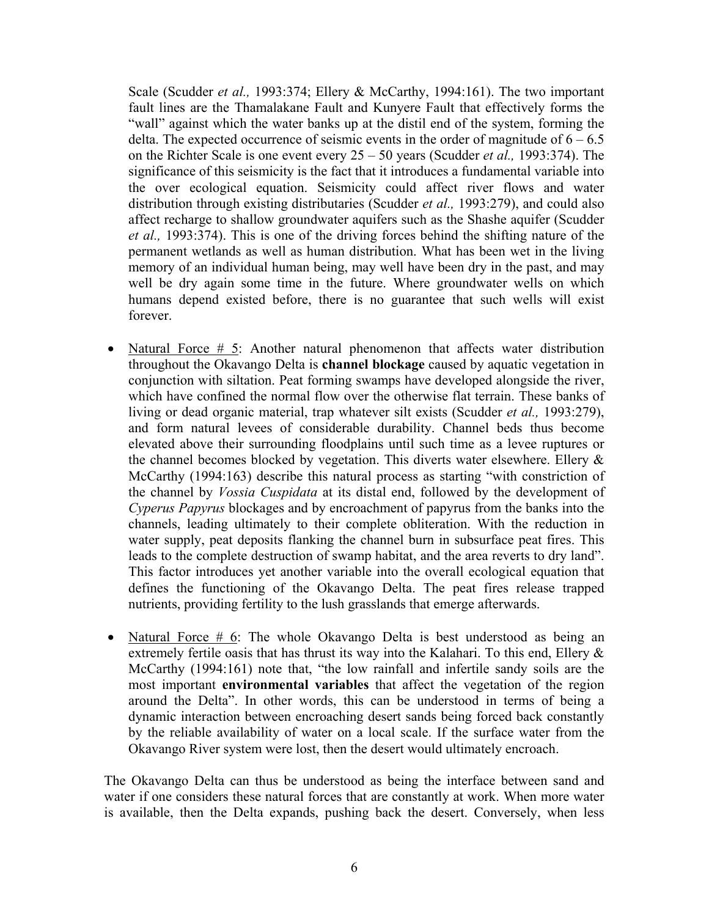Scale (Scudder *et al.,* 1993:374; Ellery & McCarthy, 1994:161). The two important fault lines are the Thamalakane Fault and Kunyere Fault that effectively forms the "wall" against which the water banks up at the distil end of the system, forming the delta. The expected occurrence of seismic events in the order of magnitude of 6 – 6.5 on the Richter Scale is one event every 25 – 50 years (Scudder *et al.,* 1993:374). The significance of this seismicity is the fact that it introduces a fundamental variable into the over ecological equation. Seismicity could affect river flows and water distribution through existing distributaries (Scudder *et al.,* 1993:279), and could also affect recharge to shallow groundwater aquifers such as the Shashe aquifer (Scudder *et al.,* 1993:374). This is one of the driving forces behind the shifting nature of the permanent wetlands as well as human distribution. What has been wet in the living memory of an individual human being, may well have been dry in the past, and may well be dry again some time in the future. Where groundwater wells on which humans depend existed before, there is no guarantee that such wells will exist forever.

- Natural Force # 5: Another natural phenomenon that affects water distribution throughout the Okavango Delta is **channel blockage** caused by aquatic vegetation in conjunction with siltation. Peat forming swamps have developed alongside the river, which have confined the normal flow over the otherwise flat terrain. These banks of living or dead organic material, trap whatever silt exists (Scudder *et al.,* 1993:279), and form natural levees of considerable durability. Channel beds thus become elevated above their surrounding floodplains until such time as a levee ruptures or the channel becomes blocked by vegetation. This diverts water elsewhere. Ellery & McCarthy (1994:163) describe this natural process as starting "with constriction of the channel by *Vossia Cuspidata* at its distal end, followed by the development of *Cyperus Papyrus* blockages and by encroachment of papyrus from the banks into the channels, leading ultimately to their complete obliteration. With the reduction in water supply, peat deposits flanking the channel burn in subsurface peat fires. This leads to the complete destruction of swamp habitat, and the area reverts to dry land". This factor introduces yet another variable into the overall ecological equation that defines the functioning of the Okavango Delta. The peat fires release trapped nutrients, providing fertility to the lush grasslands that emerge afterwards.

- Natural Force # 6: The whole Okavango Delta is best understood as being an extremely fertile oasis that has thrust its way into the Kalahari. To this end, Ellery & McCarthy (1994:161) note that, "the low rainfall and infertile sandy soils are the most important **environmental variables** that affect the vegetation of the region around the Delta". In other words, this can be understood in terms of being a dynamic interaction between encroaching desert sands being forced back constantly by the reliable availability of water on a local scale. If the surface water from the Okavango River system were lost, then the desert would ultimately encroach.

The Okavango Delta can thus be understood as being the interface between sand and water if one considers these natural forces that are constantly at work. When more water is available, then the Delta expands, pushing back the desert. Conversely, when less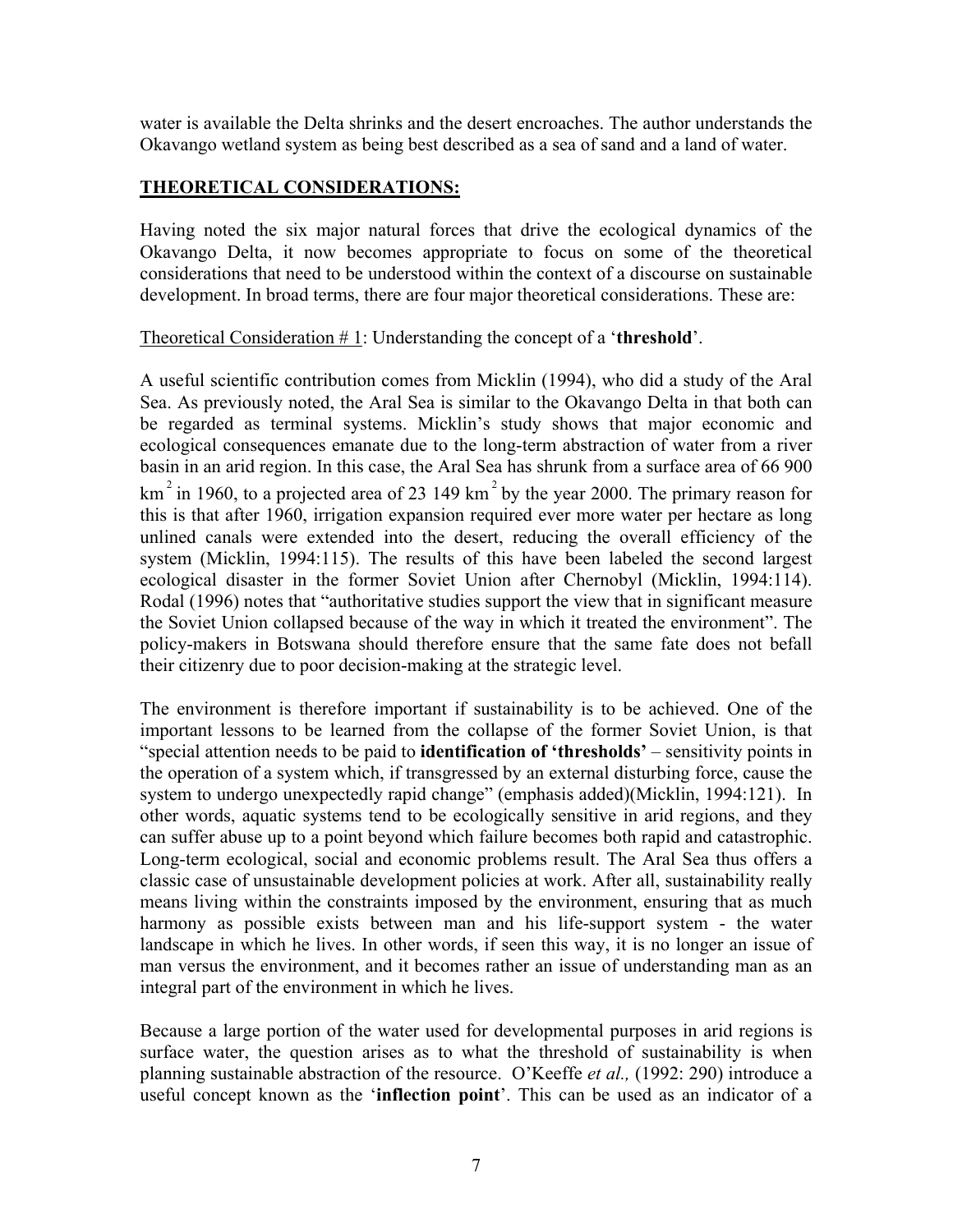water is available the Delta shrinks and the desert encroaches. The author understands the Okavango wetland system as being best described as a sea of sand and a land of water.

## THEORETICAL CONSIDERATIONS:

Having noted the six major natural forces that drive the ecological dynamics of the Okavango Delta, it now becomes appropriate to focus on some of the theoretical considerations that need to be understood within the context of a discourse on sustainable development. In broad terms, there are four major theoretical considerations. These are:

Theoretical Consideration # 1: Understanding the concept of a '**threshold**'.

A useful scientific contribution comes from Micklin (1994), who did a study of the Aral Sea. As previously noted, the Aral Sea is similar to the Okavango Delta in that both can be regarded as terminal systems. Micklin's study shows that major economic and ecological consequences emanate due to the long-term abstraction of water from a river basin in an arid region. In this case, the Aral Sea has shrunk from a surface area of 66 900 $km^2$ in 1960, to a projected area of 23 149 $km^2$ by the year 2000. The primary reason for this is that after 1960, irrigation expansion required ever more water per hectare as long unlined canals were extended into the desert, reducing the overall efficiency of the system (Micklin, 1994:115). The results of this have been labeled the second largest ecological disaster in the former Soviet Union after Chernobyl (Micklin, 1994:114). Rodal (1996) notes that "authoritative studies support the view that in significant measure the Soviet Union collapsed because of the way in which it treated the environment". The policy-makers in Botswana should therefore ensure that the same fate does not befall their citizenry due to poor decision-making at the strategic level.

The environment is therefore important if sustainability is to be achieved. One of the important lessons to be learned from the collapse of the former Soviet Union, is that "special attention needs to be paid to **identification of 'thresholds'** – sensitivity points in the operation of a system which, if transgressed by an external disturbing force, cause the system to undergo unexpectedly rapid change" (emphasis added)(Micklin, 1994:121). In other words, aquatic systems tend to be ecologically sensitive in arid regions, and they can suffer abuse up to a point beyond which failure becomes both rapid and catastrophic. Long-term ecological, social and economic problems result. The Aral Sea thus offers a classic case of unsustainable development policies at work. After all, sustainability really means living within the constraints imposed by the environment, ensuring that as much harmony as possible exists between man and his life-support system - the water landscape in which he lives. In other words, if seen this way, it is no longer an issue of man versus the environment, and it becomes rather an issue of understanding man as an integral part of the environment in which he lives.

Because a large portion of the water used for developmental purposes in arid regions is surface water, the question arises as to what the threshold of sustainability is when planning sustainable abstraction of the resource. O'Keeffe *et al.,* (1992: 290) introduce a useful concept known as the '**inflection point**'. This can be used as an indicator of a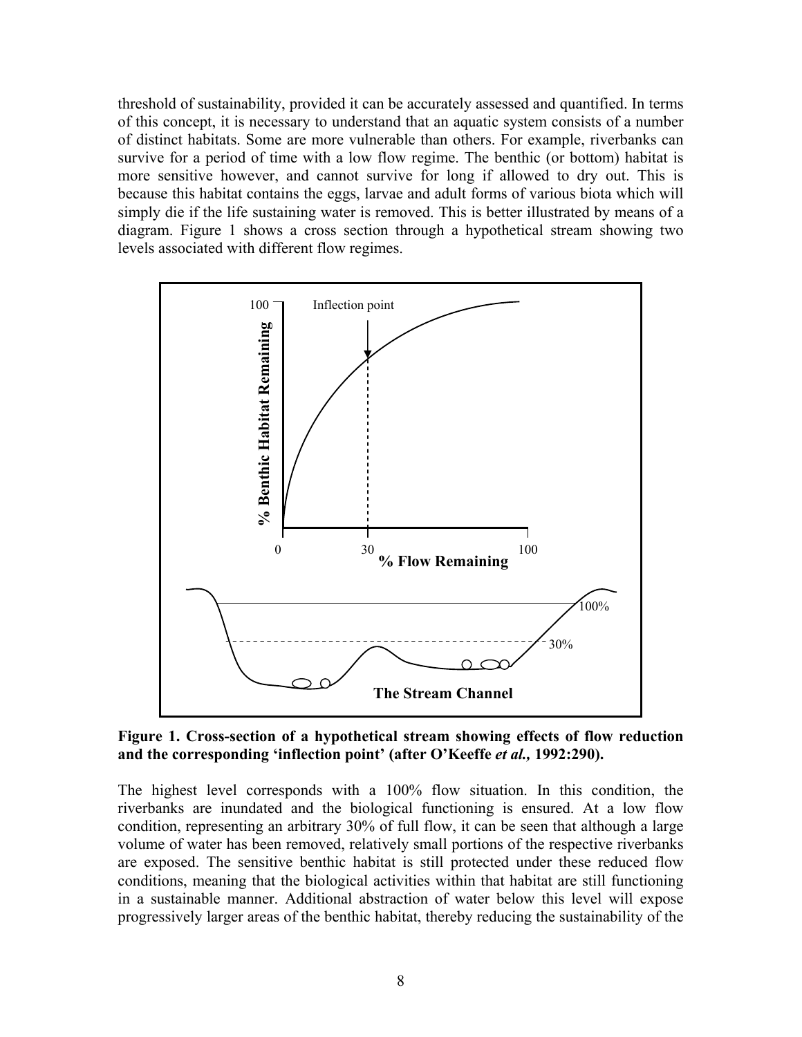threshold of sustainability, provided it can be accurately assessed and quantified. In terms of this concept, it is necessary to understand that an aquatic system consists of a number of distinct habitats. Some are more vulnerable than others. For example, riverbanks can survive for a period of time with a low flow regime. The benthic (or bottom) habitat is more sensitive however, and cannot survive for long if allowed to dry out. This is because this habitat contains the eggs, larvae and adult forms of various biota which will simply die if the life sustaining water is removed. This is better illustrated by means of a diagram. Figure 1 shows a cross section through a hypothetical stream showing two levels associated with different flow regimes.

**Figure 1. Cross-section of a hypothetical stream showing effects of flow reduction and the corresponding 'inflection point' (after O'Keeffe *et al.,* 1992:290).**

The highest level corresponds with a 100% flow situation. In this condition, the riverbanks are inundated and the biological functioning is ensured. At a low flow condition, representing an arbitrary 30% of full flow, it can be seen that although a large volume of water has been removed, relatively small portions of the respective riverbanks are exposed. The sensitive benthic habitat is still protected under these reduced flow conditions, meaning that the biological activities within that habitat are still functioning in a sustainable manner. Additional abstraction of water below this level will expose progressively larger areas of the benthic habitat, thereby reducing the sustainability of the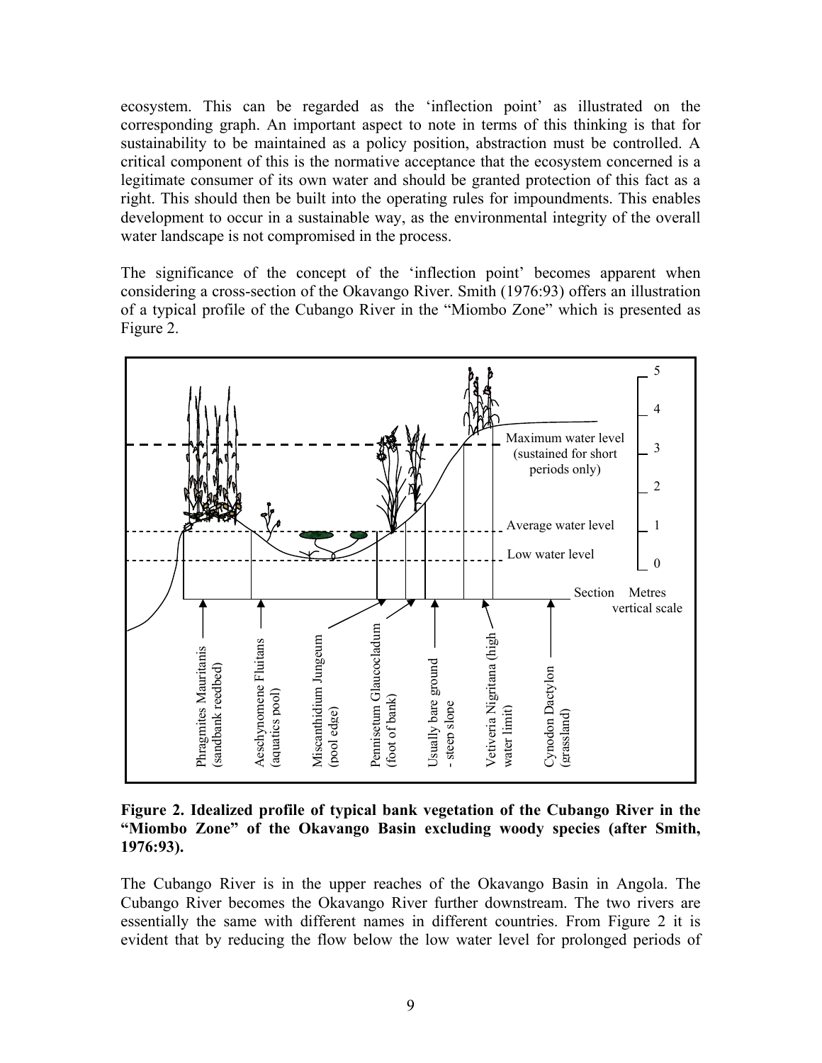ecosystem. This can be regarded as the 'inflection point' as illustrated on the corresponding graph. An important aspect to note in terms of this thinking is that for sustainability to be maintained as a policy position, abstraction must be controlled. A critical component of this is the normative acceptance that the ecosystem concerned is a legitimate consumer of its own water and should be granted protection of this fact as a right. This should then be built into the operating rules for impoundments. This enables development to occur in a sustainable way, as the environmental integrity of the overall water landscape is not compromised in the process.

The significance of the concept of the 'inflection point' becomes apparent when considering a cross-section of the Okavango River. Smith (1976:93) offers an illustration of a typical profile of the Cubango River in the "Miombo Zone" which is presented as Figure 2.

**Figure 2. Idealized profile of typical bank vegetation of the Cubango River in the "Miombo Zone" of the Okavango Basin excluding woody species (after Smith, 1976:93).**

The Cubango River is in the upper reaches of the Okavango Basin in Angola. The Cubango River becomes the Okavango River further downstream. The two rivers are essentially the same with different names in different countries. From Figure 2 it is evident that by reducing the flow below the low water level for prolonged periods of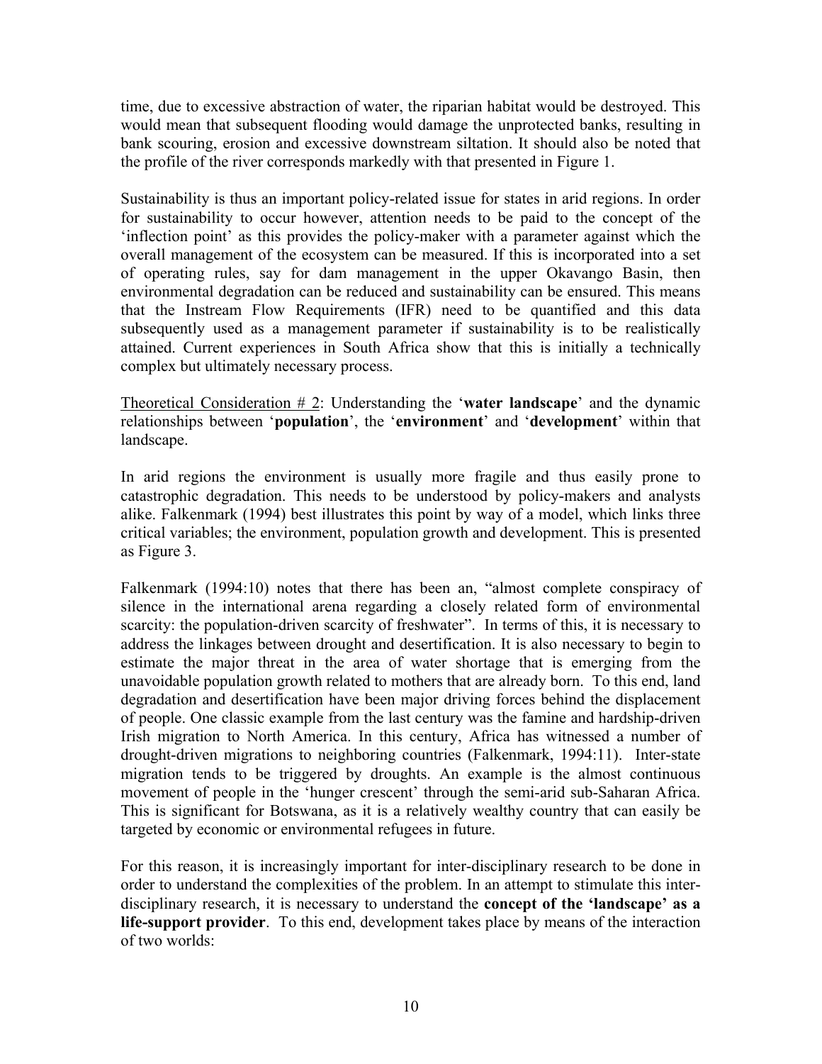time, due to excessive abstraction of water, the riparian habitat would be destroyed. This would mean that subsequent flooding would damage the unprotected banks, resulting in bank scouring, erosion and excessive downstream siltation. It should also be noted that the profile of the river corresponds markedly with that presented in Figure 1.

Sustainability is thus an important policy-related issue for states in arid regions. In order for sustainability to occur however, attention needs to be paid to the concept of the 'inflection point' as this provides the policy-maker with a parameter against which the overall management of the ecosystem can be measured. If this is incorporated into a set of operating rules, say for dam management in the upper Okavango Basin, then environmental degradation can be reduced and sustainability can be ensured. This means that the Instream Flow Requirements (IFR) need to be quantified and this data subsequently used as a management parameter if sustainability is to be realistically attained. Current experiences in South Africa show that this is initially a technically complex but ultimately necessary process.

<u>Theoretical Consideration # 2</u>: Understanding the '**water landscape**' and the dynamic relationships between '**population**', the '**environment**' and '**development**' within that landscape.

In arid regions the environment is usually more fragile and thus easily prone to catastrophic degradation. This needs to be understood by policy-makers and analysts alike. Falkenmark (1994) best illustrates this point by way of a model, which links three critical variables; the environment, population growth and development. This is presented as Figure 3.

Falkenmark (1994:10) notes that there has been an, "almost complete conspiracy of silence in the international arena regarding a closely related form of environmental scarcity: the population-driven scarcity of freshwater". In terms of this, it is necessary to address the linkages between drought and desertification. It is also necessary to begin to estimate the major threat in the area of water shortage that is emerging from the unavoidable population growth related to mothers that are already born. To this end, land degradation and desertification have been major driving forces behind the displacement of people. One classic example from the last century was the famine and hardship-driven Irish migration to North America. In this century, Africa has witnessed a number of drought-driven migrations to neighboring countries (Falkenmark, 1994:11). Inter-state migration tends to be triggered by droughts. An example is the almost continuous movement of people in the 'hunger crescent' through the semi-arid sub-Saharan Africa. This is significant for Botswana, as it is a relatively wealthy country that can easily be targeted by economic or environmental refugees in future.

For this reason, it is increasingly important for inter-disciplinary research to be done in order to understand the complexities of the problem. In an attempt to stimulate this inter-disciplinary research, it is necessary to understand the **concept of the 'landscape' as a life-support provider**. To this end, development takes place by means of the interaction of two worlds: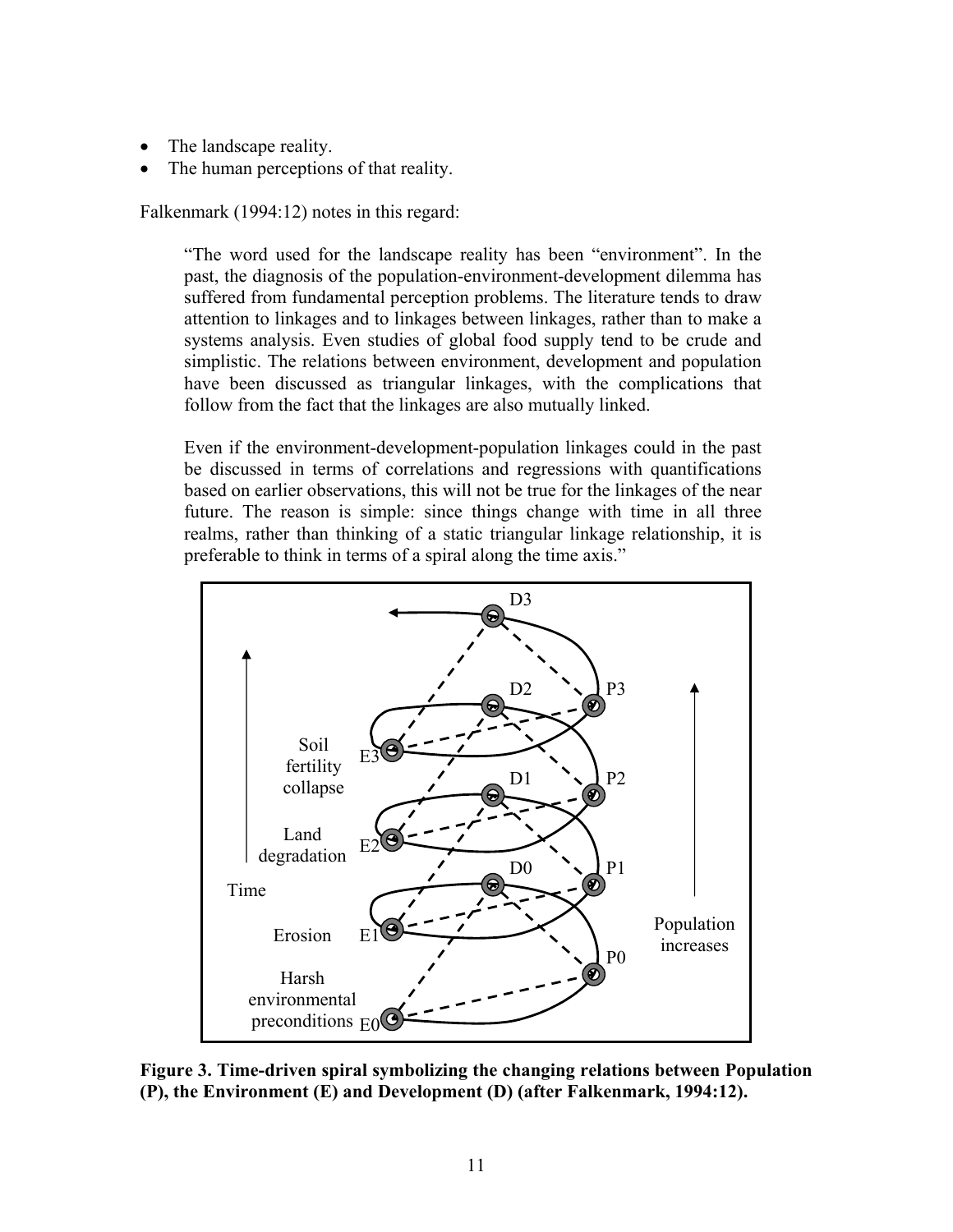- The landscape reality.
- The human perceptions of that reality.

Falkenmark (1994:12) notes in this regard:

> "The word used for the landscape reality has been "environment". In the past, the diagnosis of the population-environment-development dilemma has suffered from fundamental perception problems. The literature tends to draw attention to linkages and to linkages between linkages, rather than to make a systems analysis. Even studies of global food supply tend to be crude and simplistic. The relations between environment, development and population have been discussed as triangular linkages, with the complications that follow from the fact that the linkages are also mutually linked.
>
> Even if the environment-development-population linkages could in the past be discussed in terms of correlations and regressions with quantifications based on earlier observations, this will not be true for the linkages of the near future. The reason is simple: since things change with time in all three realms, rather than thinking of a static triangular linkage relationship, it is preferable to think in terms of a spiral along the time axis."

**Figure 3. Time-driven spiral symbolizing the changing relations between Population (P), the Environment (E) and Development (D) (after Falkenmark, 1994:12).**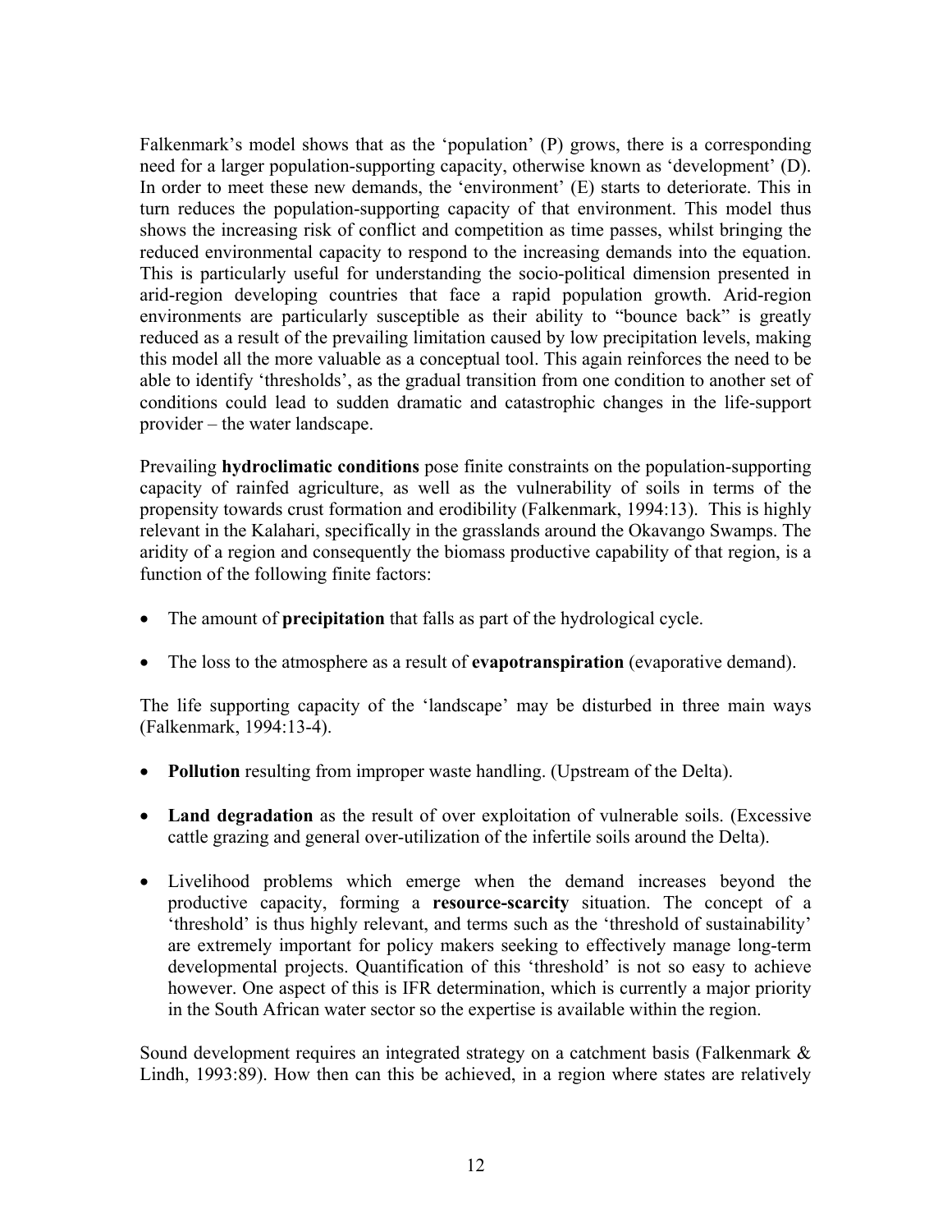Falkenmark's model shows that as the 'population' (P) grows, there is a corresponding need for a larger population-supporting capacity, otherwise known as 'development' (D). In order to meet these new demands, the 'environment' (E) starts to deteriorate. This in turn reduces the population-supporting capacity of that environment. This model thus shows the increasing risk of conflict and competition as time passes, whilst bringing the reduced environmental capacity to respond to the increasing demands into the equation. This is particularly useful for understanding the socio-political dimension presented in arid-region developing countries that face a rapid population growth. Arid-region environments are particularly susceptible as their ability to "bounce back" is greatly reduced as a result of the prevailing limitation caused by low precipitation levels, making this model all the more valuable as a conceptual tool. This again reinforces the need to be able to identify 'thresholds', as the gradual transition from one condition to another set of conditions could lead to sudden dramatic and catastrophic changes in the life-support provider – the water landscape.

Prevailing **hydroclimatic conditions** pose finite constraints on the population-supporting capacity of rainfed agriculture, as well as the vulnerability of soils in terms of the propensity towards crust formation and erodibility (Falkenmark, 1994:13). This is highly relevant in the Kalahari, specifically in the grasslands around the Okavango Swamps. The aridity of a region and consequently the biomass productive capability of that region, is a function of the following finite factors:

- The amount of **precipitation** that falls as part of the hydrological cycle.
- The loss to the atmosphere as a result of **evapotranspiration** (evaporative demand).

The life supporting capacity of the 'landscape' may be disturbed in three main ways (Falkenmark, 1994:13-4).

- **Pollution** resulting from improper waste handling. (Upstream of the Delta).
- **Land degradation** as the result of over exploitation of vulnerable soils. (Excessive cattle grazing and general over-utilization of the infertile soils around the Delta).
- Livelihood problems which emerge when the demand increases beyond the productive capacity, forming a **resource-scarcity** situation. The concept of a 'threshold' is thus highly relevant, and terms such as the 'threshold of sustainability' are extremely important for policy makers seeking to effectively manage long-term developmental projects. Quantification of this 'threshold' is not so easy to achieve however. One aspect of this is IFR determination, which is currently a major priority in the South African water sector so the expertise is available within the region.

Sound development requires an integrated strategy on a catchment basis (Falkenmark & Lindh, 1993:89). How then can this be achieved, in a region where states are relatively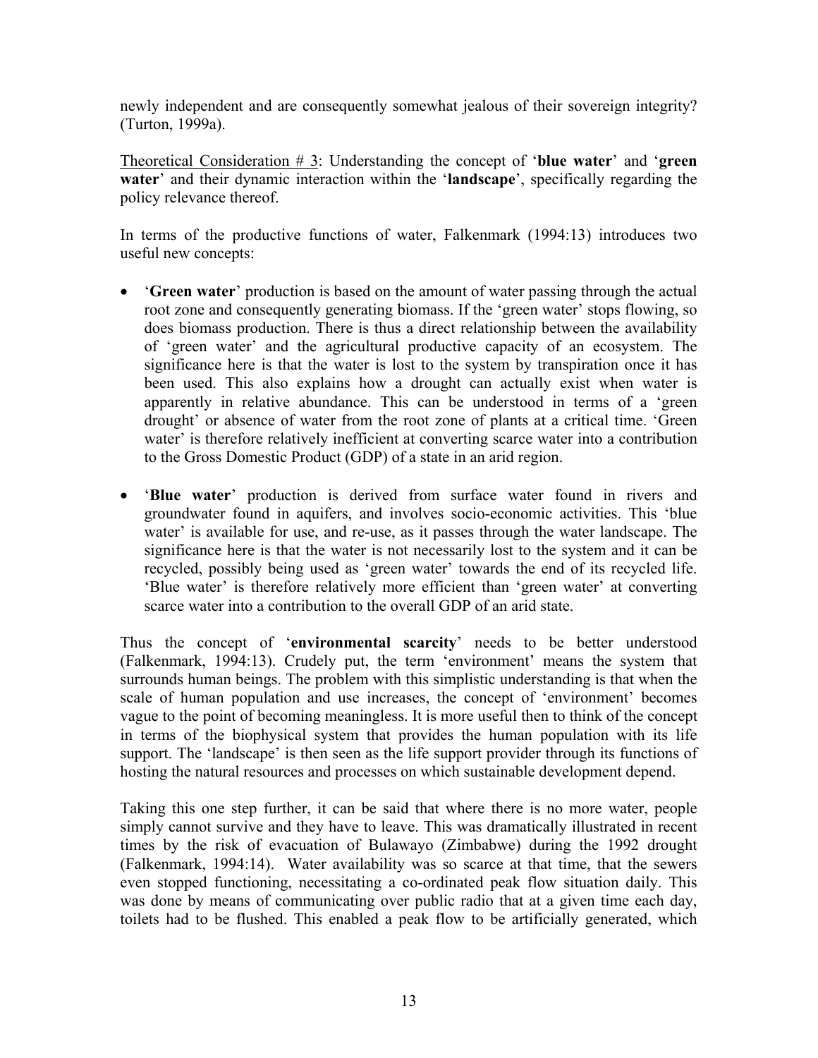newly independent and are consequently somewhat jealous of their sovereign integrity? (Turton, 1999a).

<u>Theoretical Consideration # 3</u>: Understanding the concept of '**blue water**' and '**green water**' and their dynamic interaction within the '**landscape**', specifically regarding the policy relevance thereof.

In terms of the productive functions of water, Falkenmark (1994:13) introduces two useful new concepts:

- '**Green water**' production is based on the amount of water passing through the actual root zone and consequently generating biomass. If the 'green water' stops flowing, so does biomass production. There is thus a direct relationship between the availability of 'green water' and the agricultural productive capacity of an ecosystem. The significance here is that the water is lost to the system by transpiration once it has been used. This also explains how a drought can actually exist when water is apparently in relative abundance. This can be understood in terms of a 'green drought' or absence of water from the root zone of plants at a critical time. 'Green water' is therefore relatively inefficient at converting scarce water into a contribution to the Gross Domestic Product (GDP) of a state in an arid region.

- '**Blue water**' production is derived from surface water found in rivers and groundwater found in aquifers, and involves socio-economic activities. This 'blue water' is available for use, and re-use, as it passes through the water landscape. The significance here is that the water is not necessarily lost to the system and it can be recycled, possibly being used as 'green water' towards the end of its recycled life. 'Blue water' is therefore relatively more efficient than 'green water' at converting scarce water into a contribution to the overall GDP of an arid state.

Thus the concept of '**environmental scarcity**' needs to be better understood (Falkenmark, 1994:13). Crudely put, the term 'environment' means the system that surrounds human beings. The problem with this simplistic understanding is that when the scale of human population and use increases, the concept of 'environment' becomes vague to the point of becoming meaningless. It is more useful then to think of the concept in terms of the biophysical system that provides the human population with its life support. The 'landscape' is then seen as the life support provider through its functions of hosting the natural resources and processes on which sustainable development depend.

Taking this one step further, it can be said that where there is no more water, people simply cannot survive and they have to leave. This was dramatically illustrated in recent times by the risk of evacuation of Bulawayo (Zimbabwe) during the 1992 drought (Falkenmark, 1994:14). Water availability was so scarce at that time, that the sewers even stopped functioning, necessitating a co-ordinated peak flow situation daily. This was done by means of communicating over public radio that at a given time each day, toilets had to be flushed. This enabled a peak flow to be artificially generated, which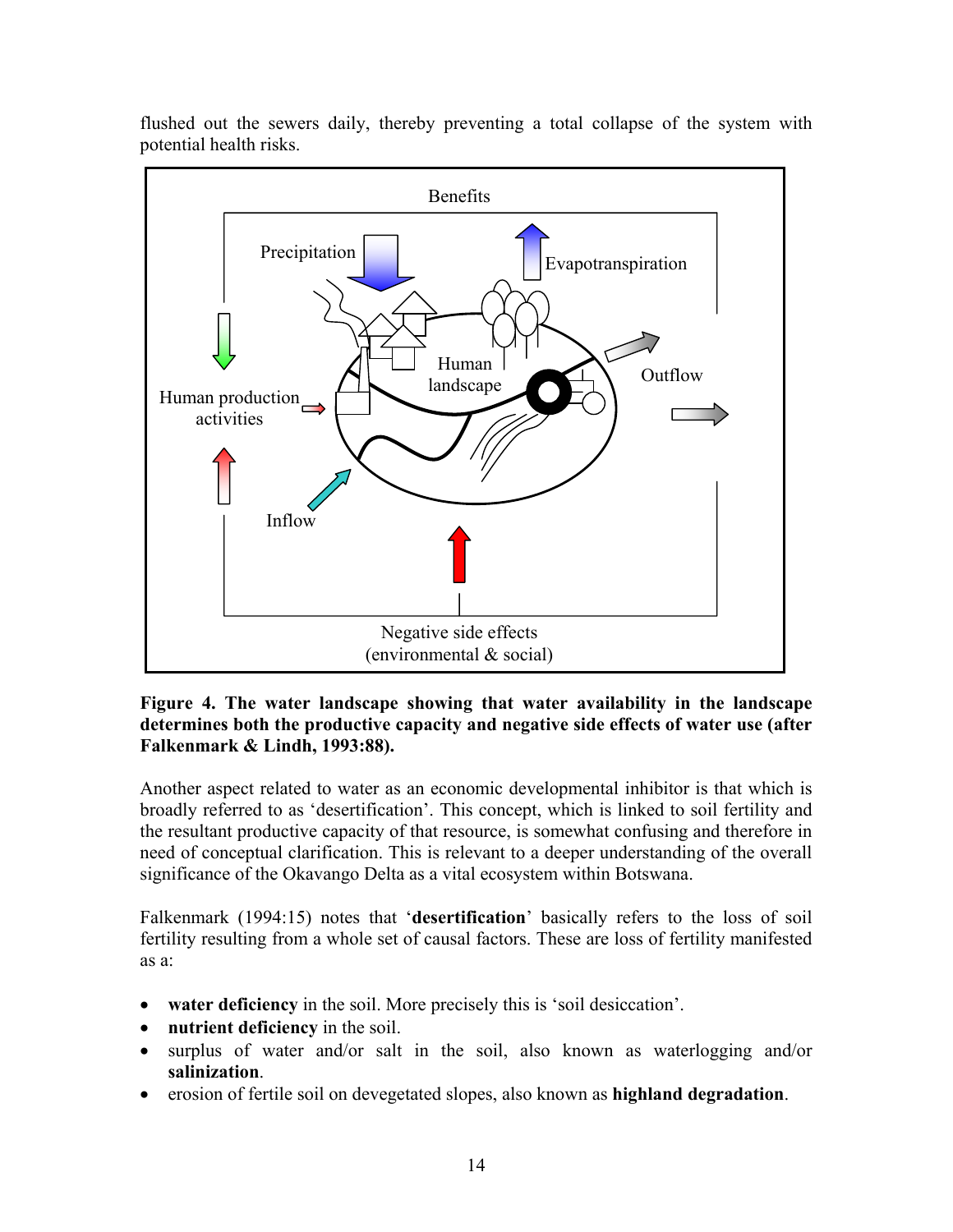flushed out the sewers daily, thereby preventing a total collapse of the system with potential health risks.

**Figure 4. The water landscape showing that water availability in the landscape determines both the productive capacity and negative side effects of water use (after Falkenmark & Lindh, 1993:88).**

Another aspect related to water as an economic developmental inhibitor is that which is broadly referred to as 'desertification'. This concept, which is linked to soil fertility and the resultant productive capacity of that resource, is somewhat confusing and therefore in need of conceptual clarification. This is relevant to a deeper understanding of the overall significance of the Okavango Delta as a vital ecosystem within Botswana.

Falkenmark (1994:15) notes that '**desertification**' basically refers to the loss of soil fertility resulting from a whole set of causal factors. These are loss of fertility manifested as a:

- **water deficiency** in the soil. More precisely this is 'soil desiccation'.
- **nutrient deficiency** in the soil.
- surplus of water and/or salt in the soil, also known as waterlogging and/or **salinization**.
- erosion of fertile soil on devegetated slopes, also known as **highland degradation**.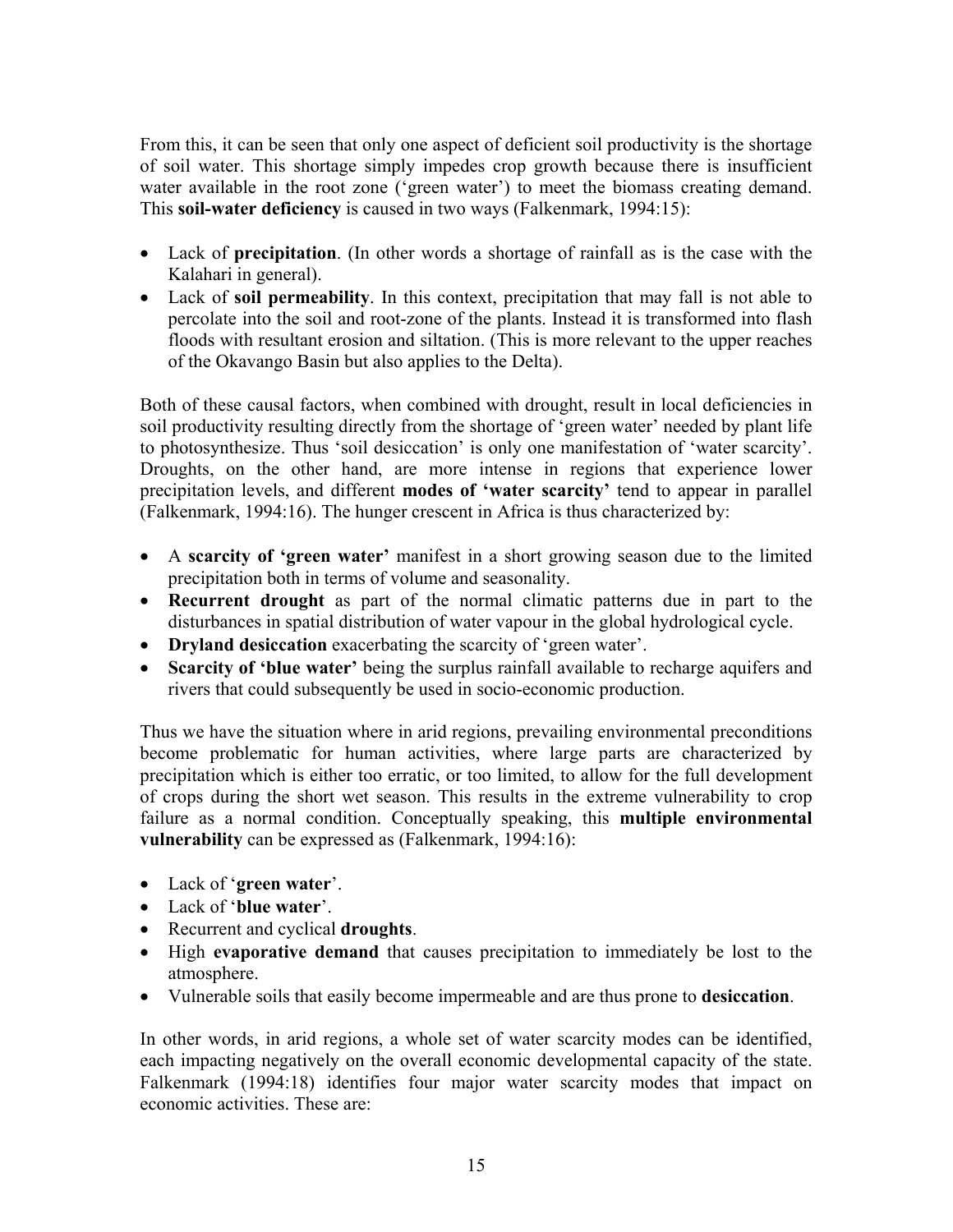From this, it can be seen that only one aspect of deficient soil productivity is the shortage of soil water. This shortage simply impedes crop growth because there is insufficient water available in the root zone ('green water') to meet the biomass creating demand. This **soil-water deficiency** is caused in two ways (Falkenmark, 1994:15):

- Lack of **precipitation**. (In other words a shortage of rainfall as is the case with the Kalahari in general).
- Lack of **soil permeability**. In this context, precipitation that may fall is not able to percolate into the soil and root-zone of the plants. Instead it is transformed into flash floods with resultant erosion and siltation. (This is more relevant to the upper reaches of the Okavango Basin but also applies to the Delta).

Both of these causal factors, when combined with drought, result in local deficiencies in soil productivity resulting directly from the shortage of 'green water' needed by plant life to photosynthesize. Thus 'soil desiccation' is only one manifestation of 'water scarcity'. Droughts, on the other hand, are more intense in regions that experience lower precipitation levels, and different **modes of 'water scarcity'** tend to appear in parallel (Falkenmark, 1994:16). The hunger crescent in Africa is thus characterized by:

- A **scarcity of 'green water'** manifest in a short growing season due to the limited precipitation both in terms of volume and seasonality.
- **Recurrent drought** as part of the normal climatic patterns due in part to the disturbances in spatial distribution of water vapour in the global hydrological cycle.
- **Dryland desiccation** exacerbating the scarcity of 'green water'.
- **Scarcity of 'blue water'** being the surplus rainfall available to recharge aquifers and rivers that could subsequently be used in socio-economic production.

Thus we have the situation where in arid regions, prevailing environmental preconditions become problematic for human activities, where large parts are characterized by precipitation which is either too erratic, or too limited, to allow for the full development of crops during the short wet season. This results in the extreme vulnerability to crop failure as a normal condition. Conceptually speaking, this **multiple environmental vulnerability** can be expressed as (Falkenmark, 1994:16):

- Lack of '**green water**'.
- Lack of '**blue water**'.
- Recurrent and cyclical **droughts**.
- High **evaporative demand** that causes precipitation to immediately be lost to the atmosphere.
- Vulnerable soils that easily become impermeable and are thus prone to **desiccation**.

In other words, in arid regions, a whole set of water scarcity modes can be identified, each impacting negatively on the overall economic developmental capacity of the state. Falkenmark (1994:18) identifies four major water scarcity modes that impact on economic activities. These are: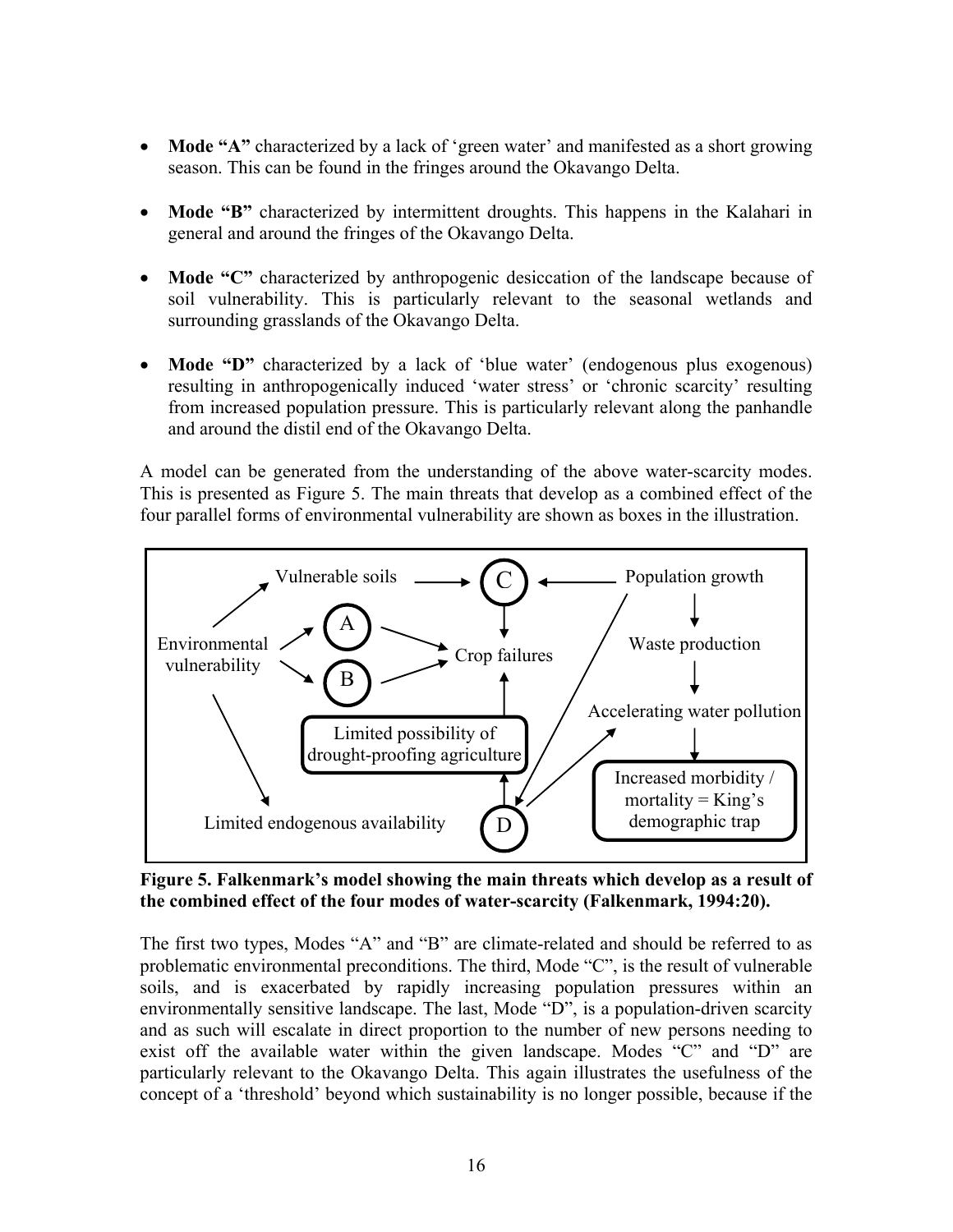- **Mode "A"** characterized by a lack of 'green water' and manifested as a short growing season. This can be found in the fringes around the Okavango Delta.

- **Mode "B"** characterized by intermittent droughts. This happens in the Kalahari in general and around the fringes of the Okavango Delta.

- **Mode "C"** characterized by anthropogenic desiccation of the landscape because of soil vulnerability. This is particularly relevant to the seasonal wetlands and surrounding grasslands of the Okavango Delta.

- **Mode "D"** characterized by a lack of 'blue water' (endogenous plus exogenous) resulting in anthropogenically induced 'water stress' or 'chronic scarcity' resulting from increased population pressure. This is particularly relevant along the panhandle and around the distil end of the Okavango Delta.

A model can be generated from the understanding of the above water-scarcity modes. This is presented as Figure 5. The main threats that develop as a combined effect of the four parallel forms of environmental vulnerability are shown as boxes in the illustration.

Vulnerable soils → C ← Population growth

Environmental vulnerability → A, B, Vulnerable soils, Limited endogenous availability

A → Crop failures; B → Crop failures; C → Crop failures

Limited possibility of drought-proofing agriculture → Crop failures

Population growth → Waste production → Accelerating water pollution → Increased morbidity / mortality = King's demographic trap

Population growth → D; D → Limited possibility of drought-proofing agriculture; D → Accelerating water pollution

Limited endogenous availability — D

**Figure 5. Falkenmark's model showing the main threats which develop as a result of the combined effect of the four modes of water-scarcity (Falkenmark, 1994:20).**

The first two types, Modes "A" and "B" are climate-related and should be referred to as problematic environmental preconditions. The third, Mode "C", is the result of vulnerable soils, and is exacerbated by rapidly increasing population pressures within an environmentally sensitive landscape. The last, Mode "D", is a population-driven scarcity and as such will escalate in direct proportion to the number of new persons needing to exist off the available water within the given landscape. Modes "C" and "D" are particularly relevant to the Okavango Delta. This again illustrates the usefulness of the concept of a 'threshold' beyond which sustainability is no longer possible, because if the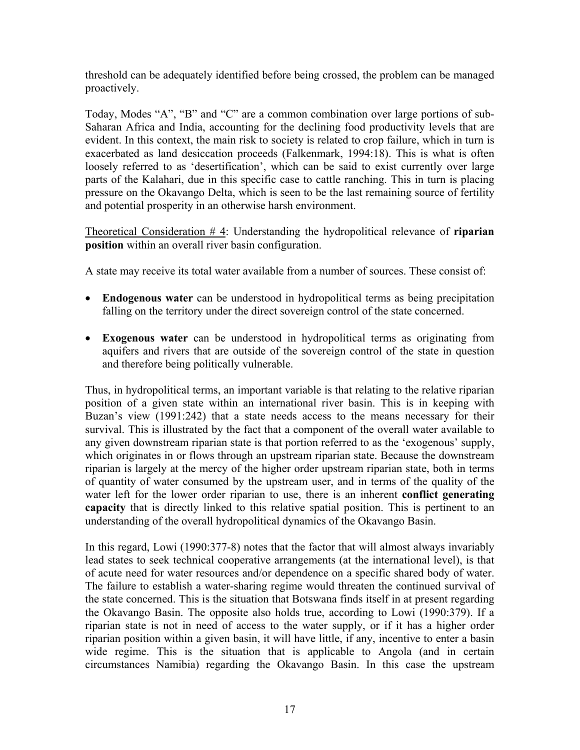threshold can be adequately identified before being crossed, the problem can be managed proactively.

Today, Modes "A", "B" and "C" are a common combination over large portions of sub-Saharan Africa and India, accounting for the declining food productivity levels that are evident. In this context, the main risk to society is related to crop failure, which in turn is exacerbated as land desiccation proceeds (Falkenmark, 1994:18). This is what is often loosely referred to as 'desertification', which can be said to exist currently over large parts of the Kalahari, due in this specific case to cattle ranching. This in turn is placing pressure on the Okavango Delta, which is seen to be the last remaining source of fertility and potential prosperity in an otherwise harsh environment.

<u>Theoretical Consideration # 4</u>: Understanding the hydropolitical relevance of **riparian position** within an overall river basin configuration.

A state may receive its total water available from a number of sources. These consist of:

- **Endogenous water** can be understood in hydropolitical terms as being precipitation falling on the territory under the direct sovereign control of the state concerned.
- **Exogenous water** can be understood in hydropolitical terms as originating from aquifers and rivers that are outside of the sovereign control of the state in question and therefore being politically vulnerable.

Thus, in hydropolitical terms, an important variable is that relating to the relative riparian position of a given state within an international river basin. This is in keeping with Buzan's view (1991:242) that a state needs access to the means necessary for their survival. This is illustrated by the fact that a component of the overall water available to any given downstream riparian state is that portion referred to as the 'exogenous' supply, which originates in or flows through an upstream riparian state. Because the downstream riparian is largely at the mercy of the higher order upstream riparian state, both in terms of quantity of water consumed by the upstream user, and in terms of the quality of the water left for the lower order riparian to use, there is an inherent **conflict generating capacity** that is directly linked to this relative spatial position. This is pertinent to an understanding of the overall hydropolitical dynamics of the Okavango Basin.

In this regard, Lowi (1990:377-8) notes that the factor that will almost always invariably lead states to seek technical cooperative arrangements (at the international level), is that of acute need for water resources and/or dependence on a specific shared body of water. The failure to establish a water-sharing regime would threaten the continued survival of the state concerned. This is the situation that Botswana finds itself in at present regarding the Okavango Basin. The opposite also holds true, according to Lowi (1990:379). If a riparian state is not in need of access to the water supply, or if it has a higher order riparian position within a given basin, it will have little, if any, incentive to enter a basin wide regime. This is the situation that is applicable to Angola (and in certain circumstances Namibia) regarding the Okavango Basin. In this case the upstream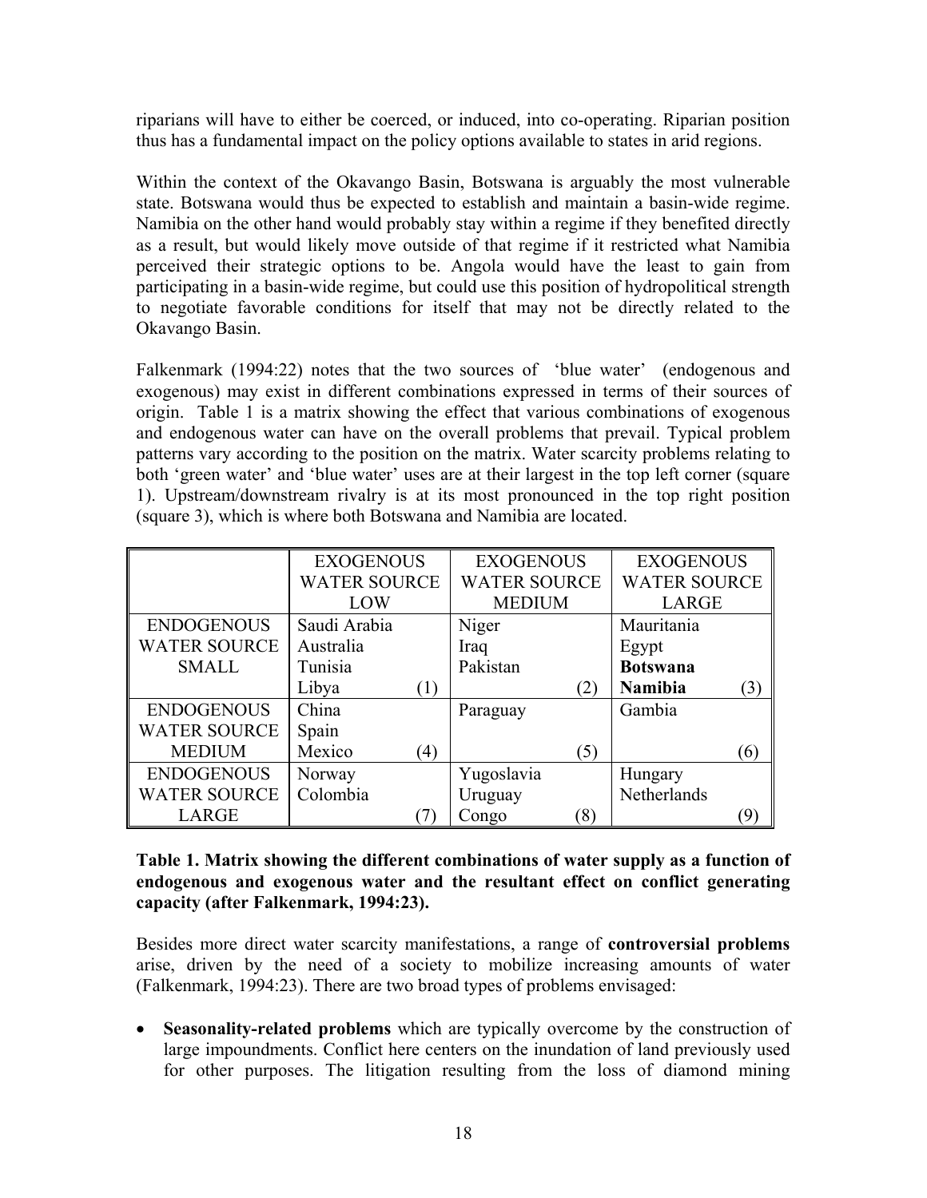riparians will have to either be coerced, or induced, into co-operating. Riparian position thus has a fundamental impact on the policy options available to states in arid regions.

Within the context of the Okavango Basin, Botswana is arguably the most vulnerable state. Botswana would thus be expected to establish and maintain a basin-wide regime. Namibia on the other hand would probably stay within a regime if they benefited directly as a result, but would likely move outside of that regime if it restricted what Namibia perceived their strategic options to be. Angola would have the least to gain from participating in a basin-wide regime, but could use this position of hydropolitical strength to negotiate favorable conditions for itself that may not be directly related to the Okavango Basin.

Falkenmark (1994:22) notes that the two sources of 'blue water' (endogenous and exogenous) may exist in different combinations expressed in terms of their sources of origin. Table 1 is a matrix showing the effect that various combinations of exogenous and endogenous water can have on the overall problems that prevail. Typical problem patterns vary according to the position on the matrix. Water scarcity problems relating to both 'green water' and 'blue water' uses are at their largest in the top left corner (square 1). Upstream/downstream rivalry is at its most pronounced in the top right position (square 3), which is where both Botswana and Namibia are located.

| | EXOGENOUS WATER SOURCE LOW | EXOGENOUS WATER SOURCE MEDIUM | EXOGENOUS WATER SOURCE LARGE |
|---|---|---|---|
| ENDOGENOUS WATER SOURCE SMALL | Saudi Arabia<br>Australia<br>Tunisia<br>Libya (1) | Niger<br>Iraq<br>Pakistan<br>(2) | Mauritania<br>Egypt<br>**Botswana**<br>**Namibia** (3) |
| ENDOGENOUS WATER SOURCE MEDIUM | China<br>Spain<br>Mexico (4) | Paraguay<br>(5) | Gambia<br>(6) |
| ENDOGENOUS WATER SOURCE LARGE | Norway<br>Colombia<br>(7) | Yugoslavia<br>Uruguay<br>Congo (8) | Hungary<br>Netherlands<br>(9) |

**Table 1. Matrix showing the different combinations of water supply as a function of endogenous and exogenous water and the resultant effect on conflict generating capacity (after Falkenmark, 1994:23).**

Besides more direct water scarcity manifestations, a range of **controversial problems** arise, driven by the need of a society to mobilize increasing amounts of water (Falkenmark, 1994:23). There are two broad types of problems envisaged:

- **Seasonality-related problems** which are typically overcome by the construction of large impoundments. Conflict here centers on the inundation of land previously used for other purposes. The litigation resulting from the loss of diamond mining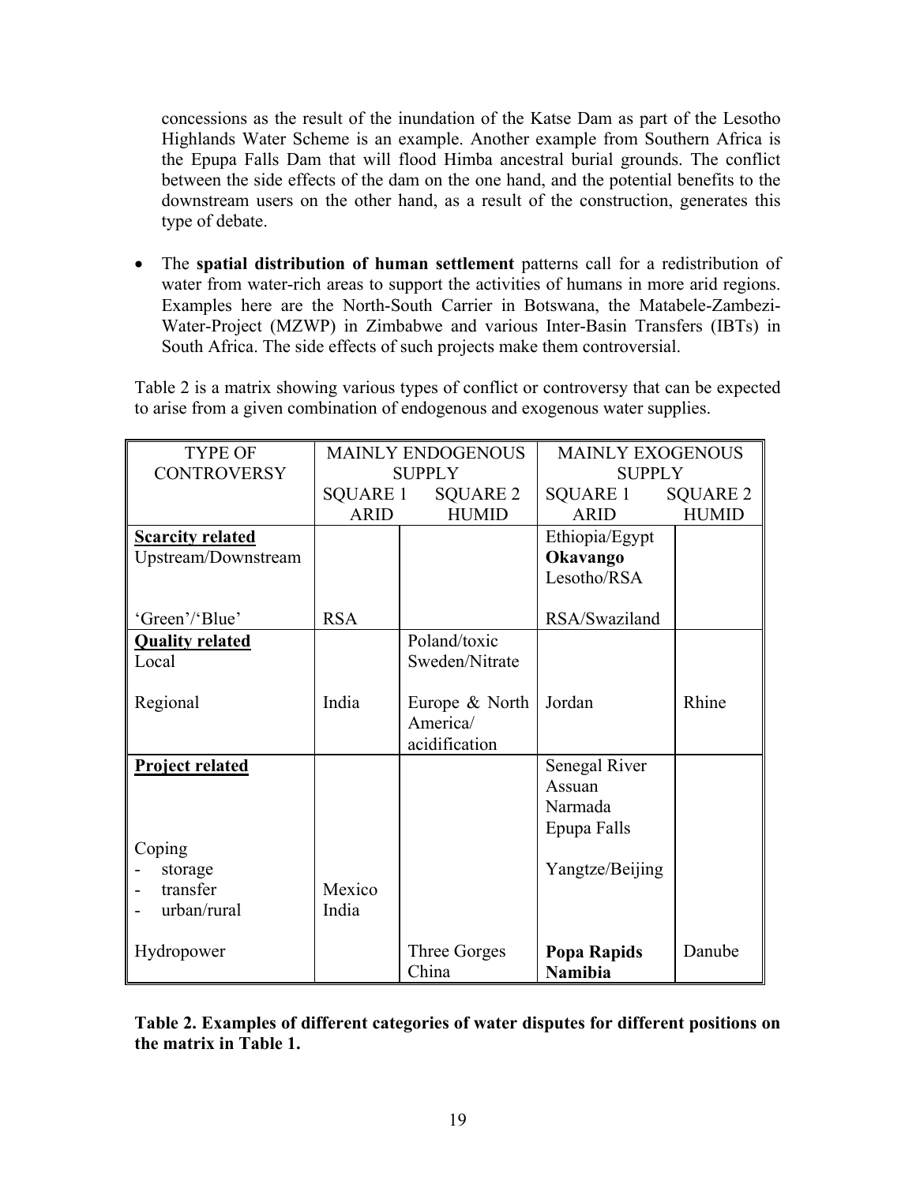concessions as the result of the inundation of the Katse Dam as part of the Lesotho Highlands Water Scheme is an example. Another example from Southern Africa is the Epupa Falls Dam that will flood Himba ancestral burial grounds. The conflict between the side effects of the dam on the one hand, and the potential benefits to the downstream users on the other hand, as a result of the construction, generates this type of debate.

- The **spatial distribution of human settlement** patterns call for a redistribution of water from water-rich areas to support the activities of humans in more arid regions. Examples here are the North-South Carrier in Botswana, the Matabele-Zambezi-Water-Project (MZWP) in Zimbabwe and various Inter-Basin Transfers (IBTs) in South Africa. The side effects of such projects make them controversial.

Table 2 is a matrix showing various types of conflict or controversy that can be expected to arise from a given combination of endogenous and exogenous water supplies.

| TYPE OF CONTROVERSY | MAINLY ENDOGENOUS SUPPLY | | MAINLY EXOGENOUS SUPPLY | |
|---|---|---|---|---|
| | SQUARE 1 ARID | SQUARE 2 HUMID | SQUARE 1 ARID | SQUARE 2 HUMID |
| **Scarcity related** | | | | |
| Upstream/Downstream | | | Ethiopia/Egypt<br>**Okavango**<br>Lesotho/RSA | |
| 'Green'/'Blue' | RSA | | RSA/Swaziland | |
| **Quality related** | | | | |
| Local | | Poland/toxic<br>Sweden/Nitrate | | |
| Regional | India | Europe & North America/ acidification | Jordan | Rhine |
| **Project related** | | | Senegal River<br>Assuan<br>Narmada<br>Epupa Falls | |
| Coping | | | | |
| - storage | | | Yangtze/Beijing | |
| - transfer | Mexico | | | |
| - urban/rural | India | | | |
| Hydropower | | Three Gorges China | **Popa Rapids Namibia** | Danube |

**Table 2. Examples of different categories of water disputes for different positions on the matrix in Table 1.**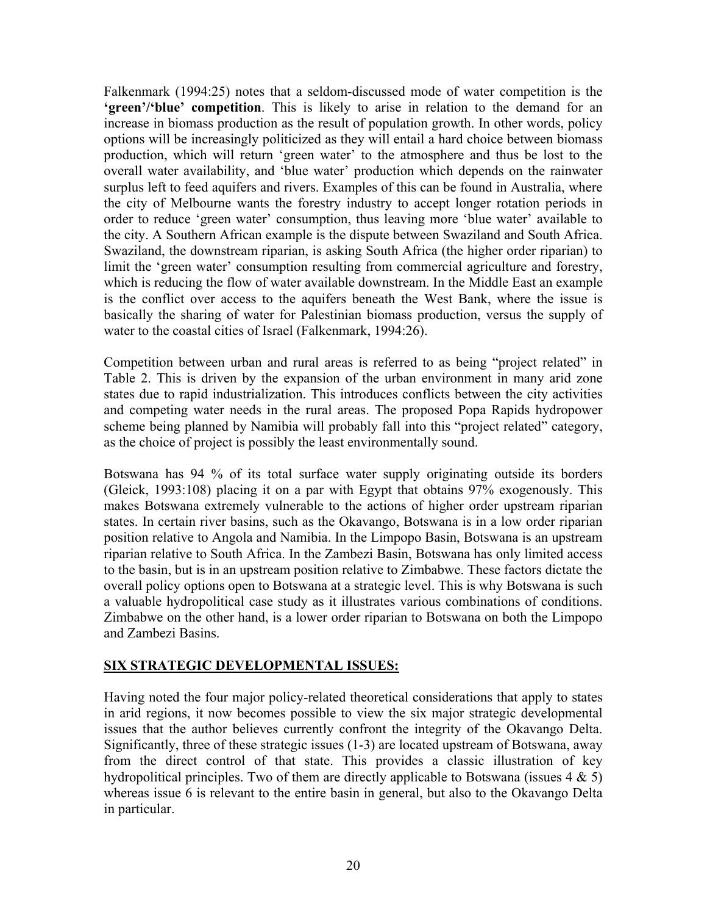Falkenmark (1994:25) notes that a seldom-discussed mode of water competition is the **'green'/'blue' competition**. This is likely to arise in relation to the demand for an increase in biomass production as the result of population growth. In other words, policy options will be increasingly politicized as they will entail a hard choice between biomass production, which will return 'green water' to the atmosphere and thus be lost to the overall water availability, and 'blue water' production which depends on the rainwater surplus left to feed aquifers and rivers. Examples of this can be found in Australia, where the city of Melbourne wants the forestry industry to accept longer rotation periods in order to reduce 'green water' consumption, thus leaving more 'blue water' available to the city. A Southern African example is the dispute between Swaziland and South Africa. Swaziland, the downstream riparian, is asking South Africa (the higher order riparian) to limit the 'green water' consumption resulting from commercial agriculture and forestry, which is reducing the flow of water available downstream. In the Middle East an example is the conflict over access to the aquifers beneath the West Bank, where the issue is basically the sharing of water for Palestinian biomass production, versus the supply of water to the coastal cities of Israel (Falkenmark, 1994:26).

Competition between urban and rural areas is referred to as being "project related" in Table 2. This is driven by the expansion of the urban environment in many arid zone states due to rapid industrialization. This introduces conflicts between the city activities and competing water needs in the rural areas. The proposed Popa Rapids hydropower scheme being planned by Namibia will probably fall into this "project related" category, as the choice of project is possibly the least environmentally sound.

Botswana has 94 % of its total surface water supply originating outside its borders (Gleick, 1993:108) placing it on a par with Egypt that obtains 97% exogenously. This makes Botswana extremely vulnerable to the actions of higher order upstream riparian states. In certain river basins, such as the Okavango, Botswana is in a low order riparian position relative to Angola and Namibia. In the Limpopo Basin, Botswana is an upstream riparian relative to South Africa. In the Zambezi Basin, Botswana has only limited access to the basin, but is in an upstream position relative to Zimbabwe. These factors dictate the overall policy options open to Botswana at a strategic level. This is why Botswana is such a valuable hydropolitical case study as it illustrates various combinations of conditions. Zimbabwe on the other hand, is a lower order riparian to Botswana on both the Limpopo and Zambezi Basins.

## SIX STRATEGIC DEVELOPMENTAL ISSUES:

Having noted the four major policy-related theoretical considerations that apply to states in arid regions, it now becomes possible to view the six major strategic developmental issues that the author believes currently confront the integrity of the Okavango Delta. Significantly, three of these strategic issues (1-3) are located upstream of Botswana, away from the direct control of that state. This provides a classic illustration of key hydropolitical principles. Two of them are directly applicable to Botswana (issues 4 & 5) whereas issue 6 is relevant to the entire basin in general, but also to the Okavango Delta in particular.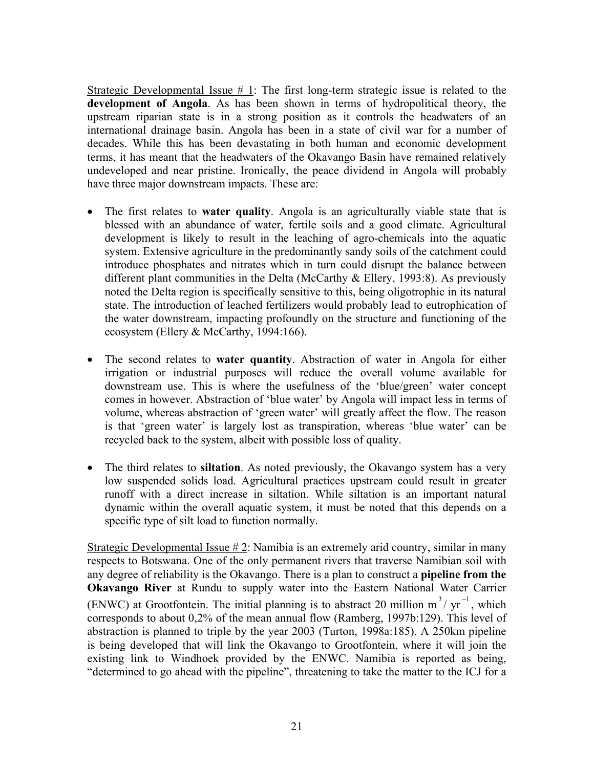<u>Strategic Developmental Issue # 1</u>: The first long-term strategic issue is related to the **development of Angola**. As has been shown in terms of hydropolitical theory, the upstream riparian state is in a strong position as it controls the headwaters of an international drainage basin. Angola has been in a state of civil war for a number of decades. While this has been devastating in both human and economic development terms, it has meant that the headwaters of the Okavango Basin have remained relatively undeveloped and near pristine. Ironically, the peace dividend in Angola will probably have three major downstream impacts. These are:

- The first relates to **water quality**. Angola is an agriculturally viable state that is blessed with an abundance of water, fertile soils and a good climate. Agricultural development is likely to result in the leaching of agro-chemicals into the aquatic system. Extensive agriculture in the predominantly sandy soils of the catchment could introduce phosphates and nitrates which in turn could disrupt the balance between different plant communities in the Delta (McCarthy & Ellery, 1993:8). As previously noted the Delta region is specifically sensitive to this, being oligotrophic in its natural state. The introduction of leached fertilizers would probably lead to eutrophication of the water downstream, impacting profoundly on the structure and functioning of the ecosystem (Ellery & McCarthy, 1994:166).

- The second relates to **water quantity**. Abstraction of water in Angola for either irrigation or industrial purposes will reduce the overall volume available for downstream use. This is where the usefulness of the 'blue/green' water concept comes in however. Abstraction of 'blue water' by Angola will impact less in terms of volume, whereas abstraction of 'green water' will greatly affect the flow. The reason is that 'green water' is largely lost as transpiration, whereas 'blue water' can be recycled back to the system, albeit with possible loss of quality.

- The third relates to **siltation**. As noted previously, the Okavango system has a very low suspended solids load. Agricultural practices upstream could result in greater runoff with a direct increase in siltation. While siltation is an important natural dynamic within the overall aquatic system, it must be noted that this depends on a specific type of silt load to function normally.

<u>Strategic Developmental Issue # 2</u>: Namibia is an extremely arid country, similar in many respects to Botswana. One of the only permanent rivers that traverse Namibian soil with any degree of reliability is the Okavango. There is a plan to construct a **pipeline from the Okavango River** at Rundu to supply water into the Eastern National Water Carrier (ENWC) at Grootfontein. The initial planning is to abstract 20 million $m^3/yr^{-1}$, which corresponds to about 0,2% of the mean annual flow (Ramberg, 1997b:129). This level of abstraction is planned to triple by the year 2003 (Turton, 1998a:185). A 250km pipeline is being developed that will link the Okavango to Grootfontein, where it will join the existing link to Windhoek provided by the ENWC. Namibia is reported as being, "determined to go ahead with the pipeline", threatening to take the matter to the ICJ for a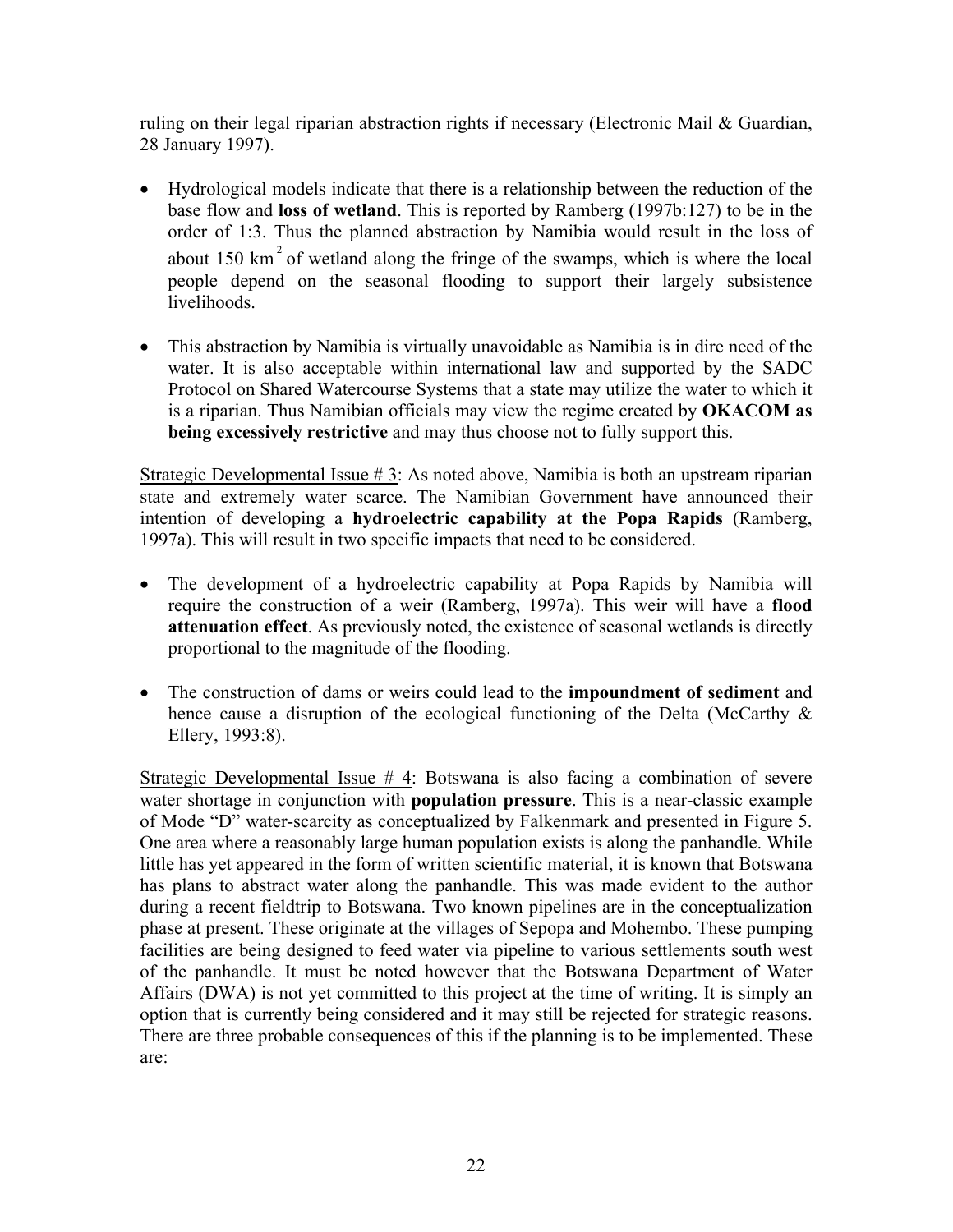ruling on their legal riparian abstraction rights if necessary (Electronic Mail & Guardian, 28 January 1997).

- Hydrological models indicate that there is a relationship between the reduction of the base flow and **loss of wetland**. This is reported by Ramberg (1997b:127) to be in the order of 1:3. Thus the planned abstraction by Namibia would result in the loss of about 150 $km^2$ of wetland along the fringe of the swamps, which is where the local people depend on the seasonal flooding to support their largely subsistence livelihoods.

- This abstraction by Namibia is virtually unavoidable as Namibia is in dire need of the water. It is also acceptable within international law and supported by the SADC Protocol on Shared Watercourse Systems that a state may utilize the water to which it is a riparian. Thus Namibian officials may view the regime created by **OKACOM as being excessively restrictive** and may thus choose not to fully support this.

<u>Strategic Developmental Issue # 3</u>: As noted above, Namibia is both an upstream riparian state and extremely water scarce. The Namibian Government have announced their intention of developing a **hydroelectric capability at the Popa Rapids** (Ramberg, 1997a). This will result in two specific impacts that need to be considered.

- The development of a hydroelectric capability at Popa Rapids by Namibia will require the construction of a weir (Ramberg, 1997a). This weir will have a **flood attenuation effect**. As previously noted, the existence of seasonal wetlands is directly proportional to the magnitude of the flooding.

- The construction of dams or weirs could lead to the **impoundment of sediment** and hence cause a disruption of the ecological functioning of the Delta (McCarthy & Ellery, 1993:8).

<u>Strategic Developmental Issue # 4</u>: Botswana is also facing a combination of severe water shortage in conjunction with **population pressure**. This is a near-classic example of Mode "D" water-scarcity as conceptualized by Falkenmark and presented in Figure 5. One area where a reasonably large human population exists is along the panhandle. While little has yet appeared in the form of written scientific material, it is known that Botswana has plans to abstract water along the panhandle. This was made evident to the author during a recent fieldtrip to Botswana. Two known pipelines are in the conceptualization phase at present. These originate at the villages of Sepopa and Mohembo. These pumping facilities are being designed to feed water via pipeline to various settlements south west of the panhandle. It must be noted however that the Botswana Department of Water Affairs (DWA) is not yet committed to this project at the time of writing. It is simply an option that is currently being considered and it may still be rejected for strategic reasons. There are three probable consequences of this if the planning is to be implemented. These are: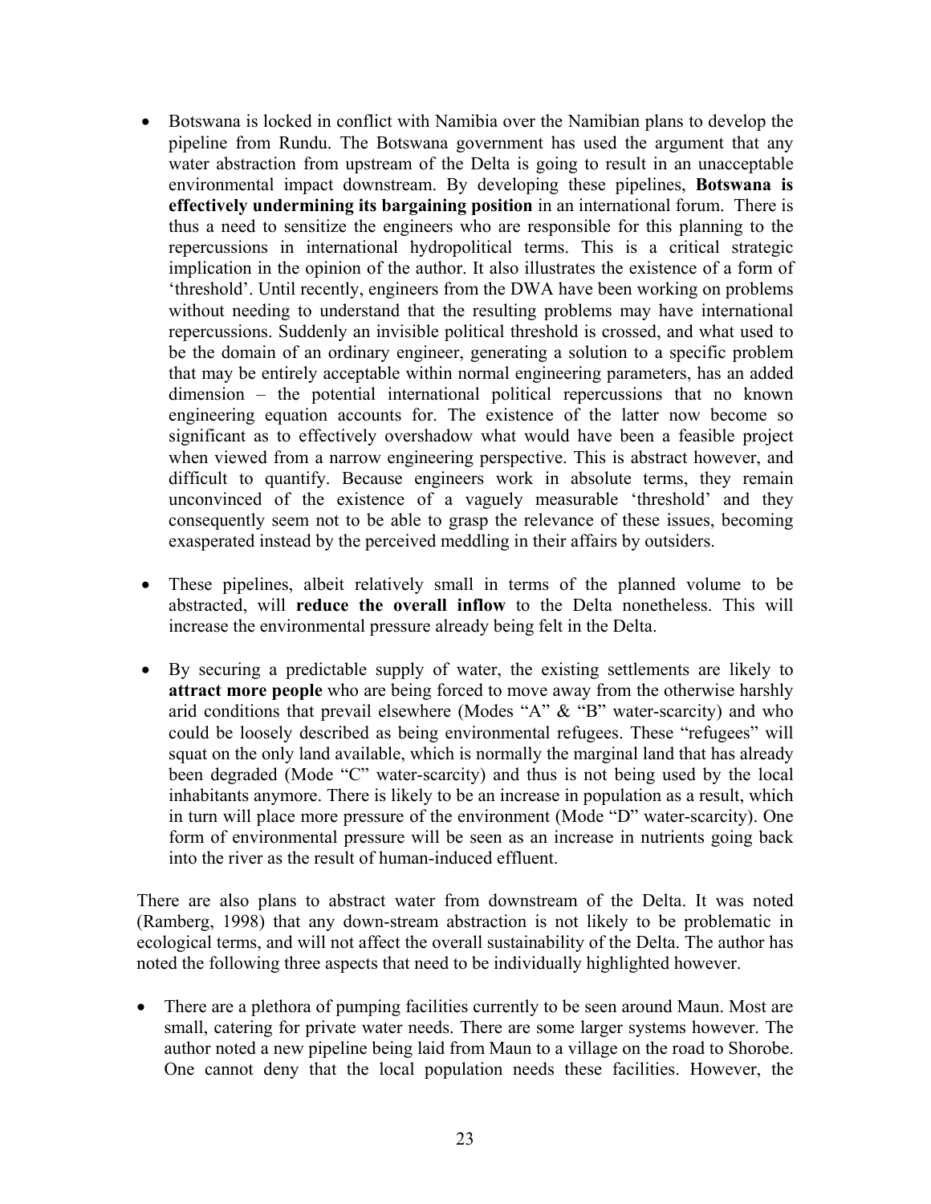- Botswana is locked in conflict with Namibia over the Namibian plans to develop the pipeline from Rundu. The Botswana government has used the argument that any water abstraction from upstream of the Delta is going to result in an unacceptable environmental impact downstream. By developing these pipelines, **Botswana is effectively undermining its bargaining position** in an international forum. There is thus a need to sensitize the engineers who are responsible for this planning to the repercussions in international hydropolitical terms. This is a critical strategic implication in the opinion of the author. It also illustrates the existence of a form of 'threshold'. Until recently, engineers from the DWA have been working on problems without needing to understand that the resulting problems may have international repercussions. Suddenly an invisible political threshold is crossed, and what used to be the domain of an ordinary engineer, generating a solution to a specific problem that may be entirely acceptable within normal engineering parameters, has an added dimension – the potential international political repercussions that no known engineering equation accounts for. The existence of the latter now become so significant as to effectively overshadow what would have been a feasible project when viewed from a narrow engineering perspective. This is abstract however, and difficult to quantify. Because engineers work in absolute terms, they remain unconvinced of the existence of a vaguely measurable 'threshold' and they consequently seem not to be able to grasp the relevance of these issues, becoming exasperated instead by the perceived meddling in their affairs by outsiders.

- These pipelines, albeit relatively small in terms of the planned volume to be abstracted, will **reduce the overall inflow** to the Delta nonetheless. This will increase the environmental pressure already being felt in the Delta.

- By securing a predictable supply of water, the existing settlements are likely to **attract more people** who are being forced to move away from the otherwise harshly arid conditions that prevail elsewhere (Modes "A" & "B" water-scarcity) and who could be loosely described as being environmental refugees. These "refugees" will squat on the only land available, which is normally the marginal land that has already been degraded (Mode "C" water-scarcity) and thus is not being used by the local inhabitants anymore. There is likely to be an increase in population as a result, which in turn will place more pressure of the environment (Mode "D" water-scarcity). One form of environmental pressure will be seen as an increase in nutrients going back into the river as the result of human-induced effluent.

There are also plans to abstract water from downstream of the Delta. It was noted (Ramberg, 1998) that any down-stream abstraction is not likely to be problematic in ecological terms, and will not affect the overall sustainability of the Delta. The author has noted the following three aspects that need to be individually highlighted however.

- There are a plethora of pumping facilities currently to be seen around Maun. Most are small, catering for private water needs. There are some larger systems however. The author noted a new pipeline being laid from Maun to a village on the road to Shorobe. One cannot deny that the local population needs these facilities. However, the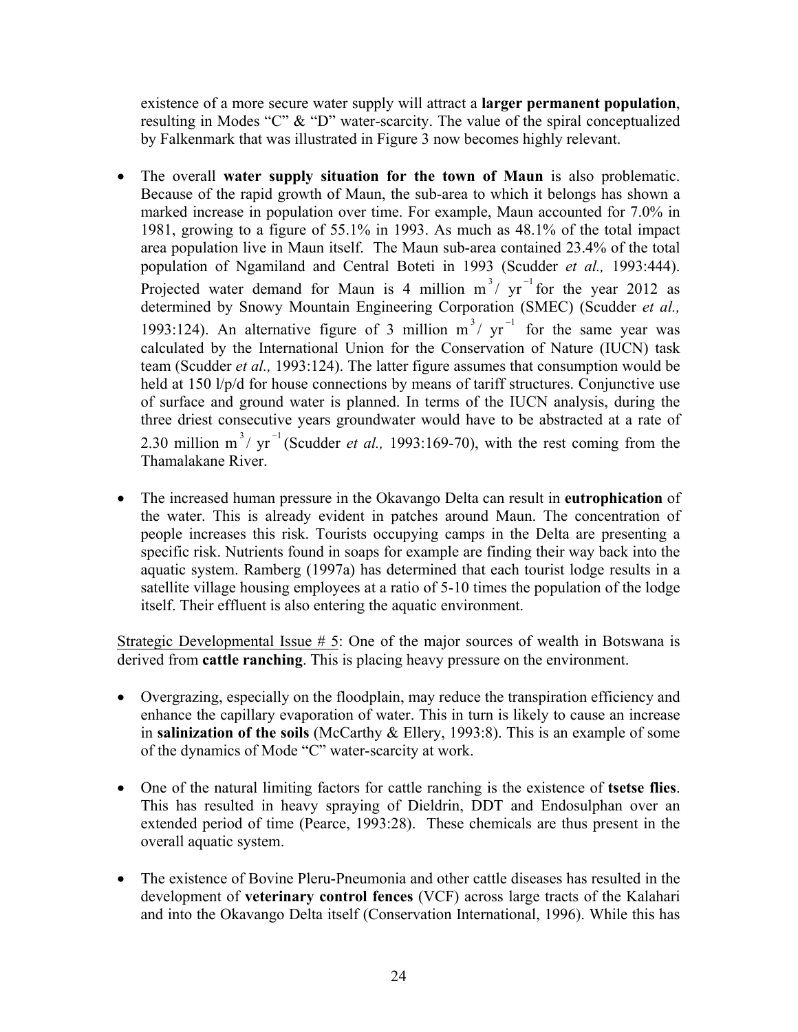existence of a more secure water supply will attract a **larger permanent population**, resulting in Modes "C" & "D" water-scarcity. The value of the spiral conceptualized by Falkenmark that was illustrated in Figure 3 now becomes highly relevant.

- The overall **water supply situation for the town of Maun** is also problematic. Because of the rapid growth of Maun, the sub-area to which it belongs has shown a marked increase in population over time. For example, Maun accounted for 7.0% in 1981, growing to a figure of 55.1% in 1993. As much as 48.1% of the total impact area population live in Maun itself. The Maun sub-area contained 23.4% of the total population of Ngamiland and Central Boteti in 1993 (Scudder *et al.,* 1993:444). Projected water demand for Maun is 4 million $m^3 / yr^{-1}$ for the year 2012 as determined by Snowy Mountain Engineering Corporation (SMEC) (Scudder *et al.,* 1993:124). An alternative figure of 3 million $m^3 / yr^{-1}$ for the same year was calculated by the International Union for the Conservation of Nature (IUCN) task team (Scudder *et al.,* 1993:124). The latter figure assumes that consumption would be held at 150 l/p/d for house connections by means of tariff structures. Conjunctive use of surface and ground water is planned. In terms of the IUCN analysis, during the three driest consecutive years groundwater would have to be abstracted at a rate of 2.30 million $m^3 / yr^{-1}$ (Scudder *et al.,* 1993:169-70), with the rest coming from the Thamalakane River.

- The increased human pressure in the Okavango Delta can result in **eutrophication** of the water. This is already evident in patches around Maun. The concentration of people increases this risk. Tourists occupying camps in the Delta are presenting a specific risk. Nutrients found in soaps for example are finding their way back into the aquatic system. Ramberg (1997a) has determined that each tourist lodge results in a satellite village housing employees at a ratio of 5-10 times the population of the lodge itself. Their effluent is also entering the aquatic environment.

<u>Strategic Developmental Issue # 5</u>: One of the major sources of wealth in Botswana is derived from **cattle ranching**. This is placing heavy pressure on the environment.

- Overgrazing, especially on the floodplain, may reduce the transpiration efficiency and enhance the capillary evaporation of water. This in turn is likely to cause an increase in **salinization of the soils** (McCarthy & Ellery, 1993:8). This is an example of some of the dynamics of Mode "C" water-scarcity at work.

- One of the natural limiting factors for cattle ranching is the existence of **tsetse flies**. This has resulted in heavy spraying of Dieldrin, DDT and Endosulphan over an extended period of time (Pearce, 1993:28). These chemicals are thus present in the overall aquatic system.

- The existence of Bovine Pleru-Pneumonia and other cattle diseases has resulted in the development of **veterinary control fences** (VCF) across large tracts of the Kalahari and into the Okavango Delta itself (Conservation International, 1996). While this has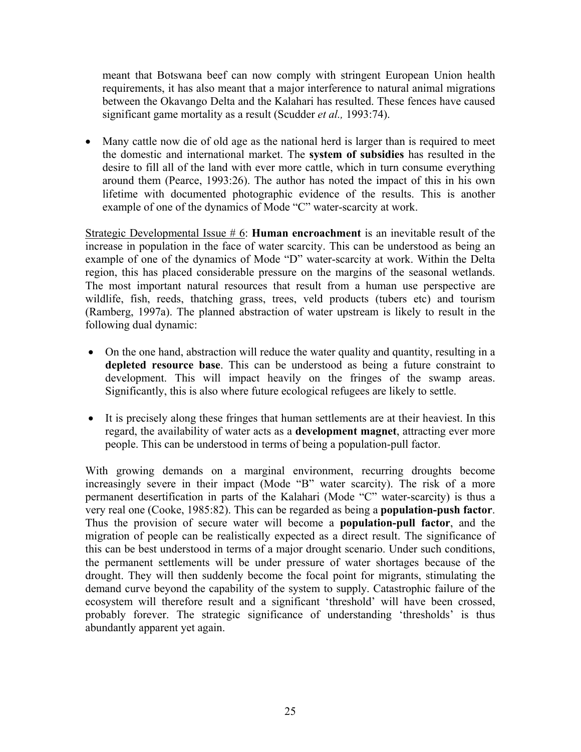meant that Botswana beef can now comply with stringent European Union health requirements, it has also meant that a major interference to natural animal migrations between the Okavango Delta and the Kalahari has resulted. These fences have caused significant game mortality as a result (Scudder *et al.,* 1993:74).

- Many cattle now die of old age as the national herd is larger than is required to meet the domestic and international market. The **system of subsidies** has resulted in the desire to fill all of the land with ever more cattle, which in turn consume everything around them (Pearce, 1993:26). The author has noted the impact of this in his own lifetime with documented photographic evidence of the results. This is another example of one of the dynamics of Mode "C" water-scarcity at work.

<u>Strategic Developmental Issue # 6</u>: **Human encroachment** is an inevitable result of the increase in population in the face of water scarcity. This can be understood as being an example of one of the dynamics of Mode "D" water-scarcity at work. Within the Delta region, this has placed considerable pressure on the margins of the seasonal wetlands. The most important natural resources that result from a human use perspective are wildlife, fish, reeds, thatching grass, trees, veld products (tubers etc) and tourism (Ramberg, 1997a). The planned abstraction of water upstream is likely to result in the following dual dynamic:

- On the one hand, abstraction will reduce the water quality and quantity, resulting in a **depleted resource base**. This can be understood as being a future constraint to development. This will impact heavily on the fringes of the swamp areas. Significantly, this is also where future ecological refugees are likely to settle.

- It is precisely along these fringes that human settlements are at their heaviest. In this regard, the availability of water acts as a **development magnet**, attracting ever more people. This can be understood in terms of being a population-pull factor.

With growing demands on a marginal environment, recurring droughts become increasingly severe in their impact (Mode "B" water scarcity). The risk of a more permanent desertification in parts of the Kalahari (Mode "C" water-scarcity) is thus a very real one (Cooke, 1985:82). This can be regarded as being a **population-push factor**. Thus the provision of secure water will become a **population-pull factor**, and the migration of people can be realistically expected as a direct result. The significance of this can be best understood in terms of a major drought scenario. Under such conditions, the permanent settlements will be under pressure of water shortages because of the drought. They will then suddenly become the focal point for migrants, stimulating the demand curve beyond the capability of the system to supply. Catastrophic failure of the ecosystem will therefore result and a significant 'threshold' will have been crossed, probably forever. The strategic significance of understanding 'thresholds' is thus abundantly apparent yet again.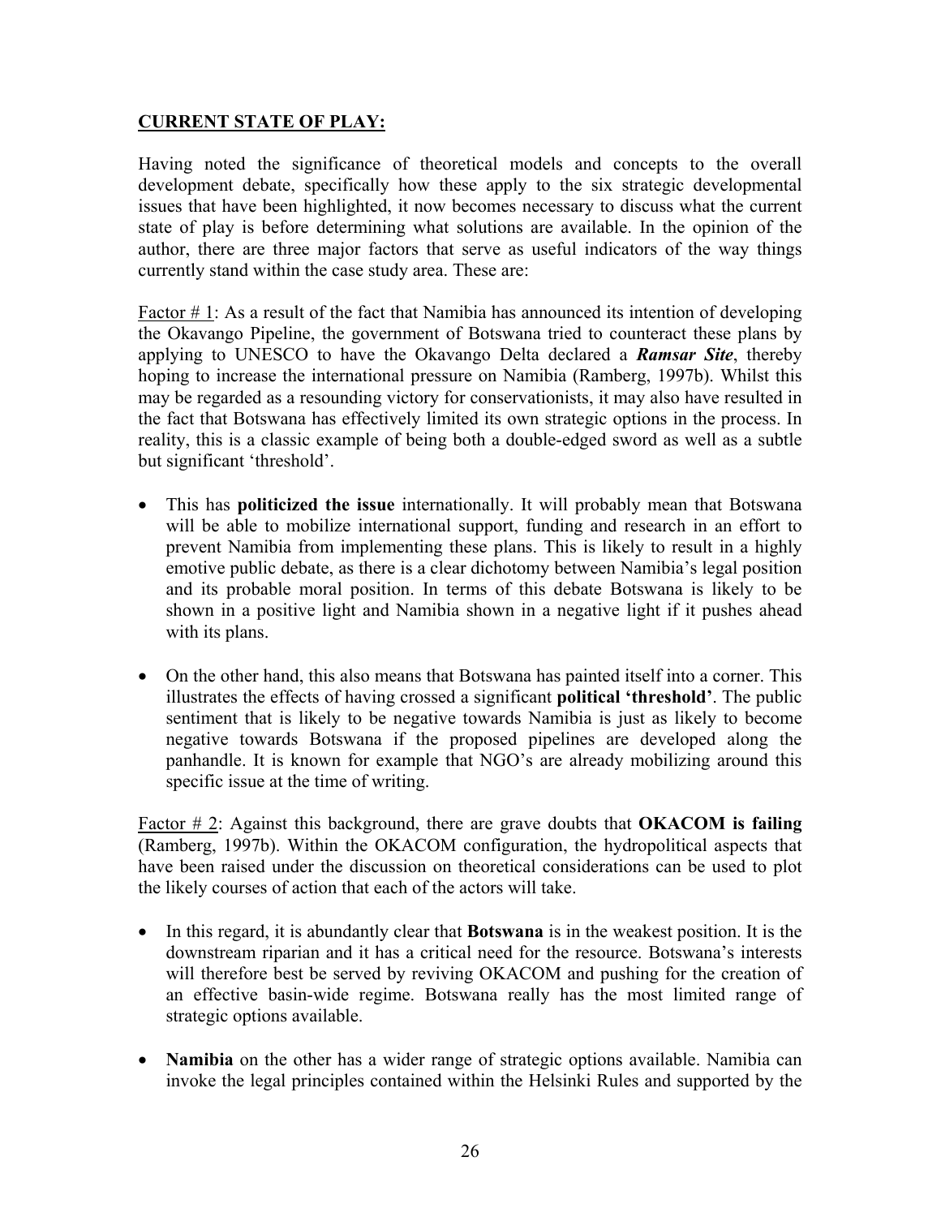**CURRENT STATE OF PLAY:**

Having noted the significance of theoretical models and concepts to the overall development debate, specifically how these apply to the six strategic developmental issues that have been highlighted, it now becomes necessary to discuss what the current state of play is before determining what solutions are available. In the opinion of the author, there are three major factors that serve as useful indicators of the way things currently stand within the case study area. These are:

Factor # 1: As a result of the fact that Namibia has announced its intention of developing the Okavango Pipeline, the government of Botswana tried to counteract these plans by applying to UNESCO to have the Okavango Delta declared a ***Ramsar Site***, thereby hoping to increase the international pressure on Namibia (Ramberg, 1997b). Whilst this may be regarded as a resounding victory for conservationists, it may also have resulted in the fact that Botswana has effectively limited its own strategic options in the process. In reality, this is a classic example of being both a double-edged sword as well as a subtle but significant 'threshold'.

- This has **politicized the issue** internationally. It will probably mean that Botswana will be able to mobilize international support, funding and research in an effort to prevent Namibia from implementing these plans. This is likely to result in a highly emotive public debate, as there is a clear dichotomy between Namibia's legal position and its probable moral position. In terms of this debate Botswana is likely to be shown in a positive light and Namibia shown in a negative light if it pushes ahead with its plans.

- On the other hand, this also means that Botswana has painted itself into a corner. This illustrates the effects of having crossed a significant **political 'threshold'**. The public sentiment that is likely to be negative towards Namibia is just as likely to become negative towards Botswana if the proposed pipelines are developed along the panhandle. It is known for example that NGO's are already mobilizing around this specific issue at the time of writing.

Factor # 2: Against this background, there are grave doubts that **OKACOM is failing** (Ramberg, 1997b). Within the OKACOM configuration, the hydropolitical aspects that have been raised under the discussion on theoretical considerations can be used to plot the likely courses of action that each of the actors will take.

- In this regard, it is abundantly clear that **Botswana** is in the weakest position. It is the downstream riparian and it has a critical need for the resource. Botswana's interests will therefore best be served by reviving OKACOM and pushing for the creation of an effective basin-wide regime. Botswana really has the most limited range of strategic options available.

- **Namibia** on the other has a wider range of strategic options available. Namibia can invoke the legal principles contained within the Helsinki Rules and supported by the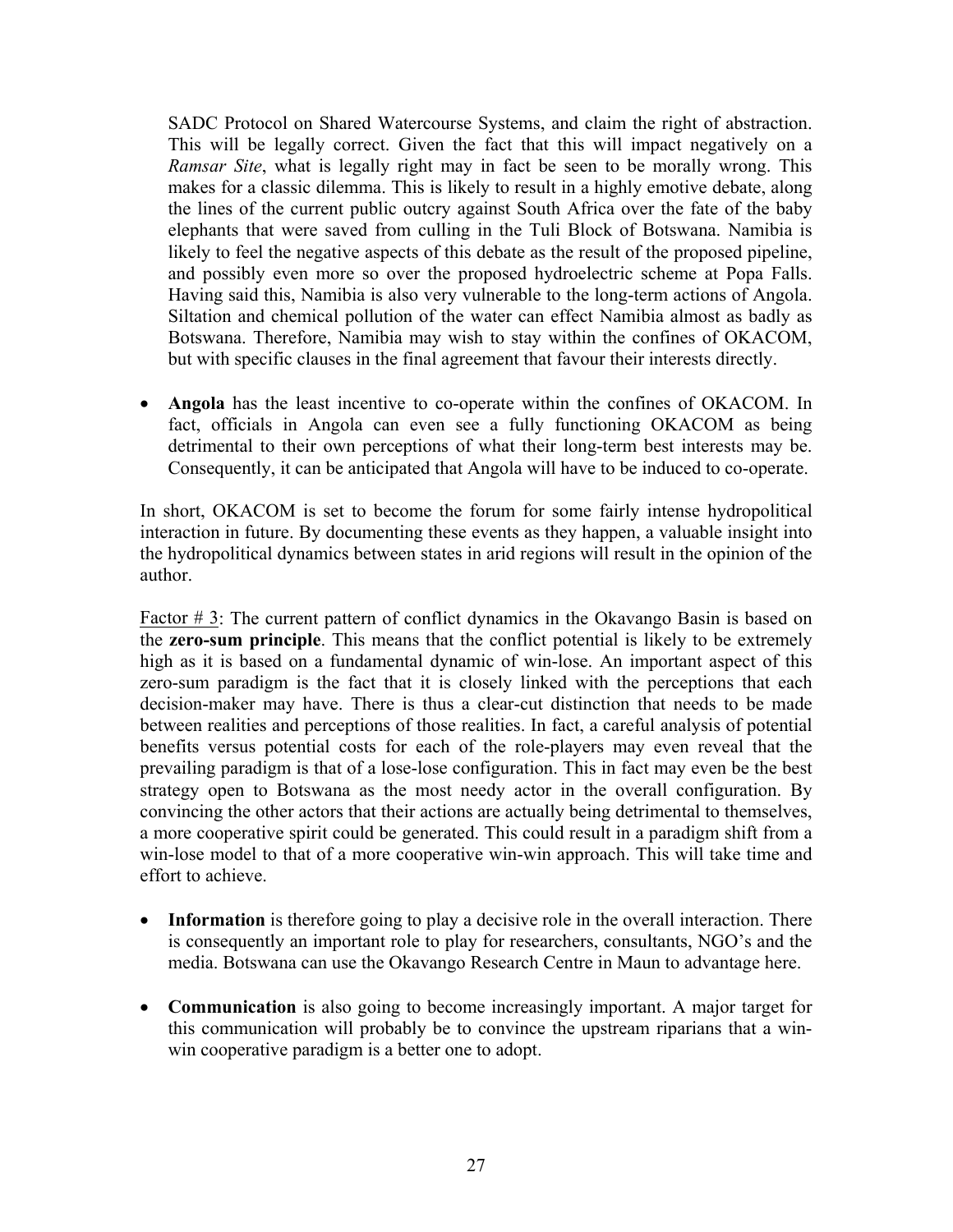SADC Protocol on Shared Watercourse Systems, and claim the right of abstraction. This will be legally correct. Given the fact that this will impact negatively on a *Ramsar Site*, what is legally right may in fact be seen to be morally wrong. This makes for a classic dilemma. This is likely to result in a highly emotive debate, along the lines of the current public outcry against South Africa over the fate of the baby elephants that were saved from culling in the Tuli Block of Botswana. Namibia is likely to feel the negative aspects of this debate as the result of the proposed pipeline, and possibly even more so over the proposed hydroelectric scheme at Popa Falls. Having said this, Namibia is also very vulnerable to the long-term actions of Angola. Siltation and chemical pollution of the water can effect Namibia almost as badly as Botswana. Therefore, Namibia may wish to stay within the confines of OKACOM, but with specific clauses in the final agreement that favour their interests directly.

- **Angola** has the least incentive to co-operate within the confines of OKACOM. In fact, officials in Angola can even see a fully functioning OKACOM as being detrimental to their own perceptions of what their long-term best interests may be. Consequently, it can be anticipated that Angola will have to be induced to co-operate.

In short, OKACOM is set to become the forum for some fairly intense hydropolitical interaction in future. By documenting these events as they happen, a valuable insight into the hydropolitical dynamics between states in arid regions will result in the opinion of the author.

Factor # 3: The current pattern of conflict dynamics in the Okavango Basin is based on the **zero-sum principle**. This means that the conflict potential is likely to be extremely high as it is based on a fundamental dynamic of win-lose. An important aspect of this zero-sum paradigm is the fact that it is closely linked with the perceptions that each decision-maker may have. There is thus a clear-cut distinction that needs to be made between realities and perceptions of those realities. In fact, a careful analysis of potential benefits versus potential costs for each of the role-players may even reveal that the prevailing paradigm is that of a lose-lose configuration. This in fact may even be the best strategy open to Botswana as the most needy actor in the overall configuration. By convincing the other actors that their actions are actually being detrimental to themselves, a more cooperative spirit could be generated. This could result in a paradigm shift from a win-lose model to that of a more cooperative win-win approach. This will take time and effort to achieve.

- **Information** is therefore going to play a decisive role in the overall interaction. There is consequently an important role to play for researchers, consultants, NGO's and the media. Botswana can use the Okavango Research Centre in Maun to advantage here.

- **Communication** is also going to become increasingly important. A major target for this communication will probably be to convince the upstream riparians that a win-win cooperative paradigm is a better one to adopt.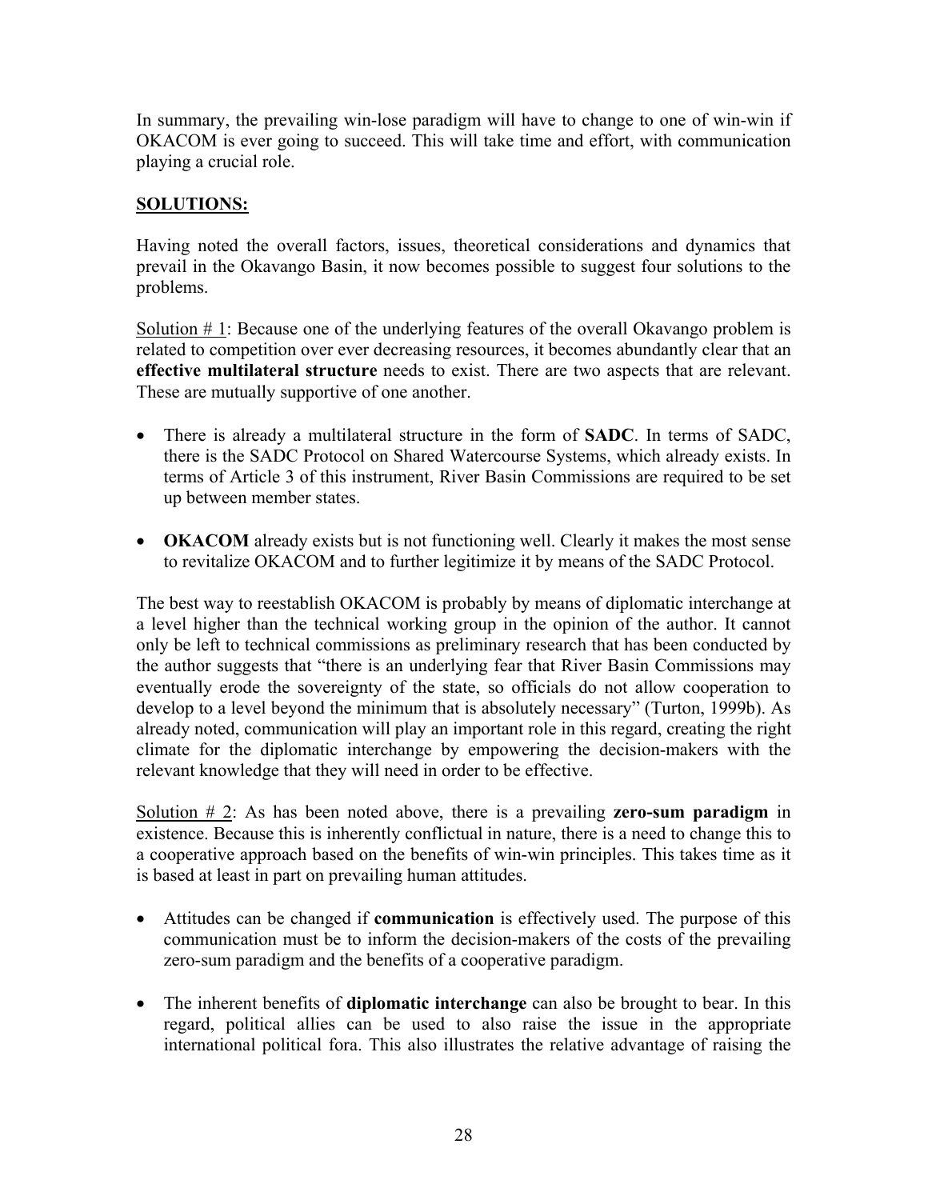In summary, the prevailing win-lose paradigm will have to change to one of win-win if OKACOM is ever going to succeed. This will take time and effort, with communication playing a crucial role.

## SOLUTIONS:

Having noted the overall factors, issues, theoretical considerations and dynamics that prevail in the Okavango Basin, it now becomes possible to suggest four solutions to the problems.

Solution # 1: Because one of the underlying features of the overall Okavango problem is related to competition over ever decreasing resources, it becomes abundantly clear that an **effective multilateral structure** needs to exist. There are two aspects that are relevant. These are mutually supportive of one another.

- There is already a multilateral structure in the form of **SADC**. In terms of SADC, there is the SADC Protocol on Shared Watercourse Systems, which already exists. In terms of Article 3 of this instrument, River Basin Commissions are required to be set up between member states.
- **OKACOM** already exists but is not functioning well. Clearly it makes the most sense to revitalize OKACOM and to further legitimize it by means of the SADC Protocol.

The best way to reestablish OKACOM is probably by means of diplomatic interchange at a level higher than the technical working group in the opinion of the author. It cannot only be left to technical commissions as preliminary research that has been conducted by the author suggests that "there is an underlying fear that River Basin Commissions may eventually erode the sovereignty of the state, so officials do not allow cooperation to develop to a level beyond the minimum that is absolutely necessary" (Turton, 1999b). As already noted, communication will play an important role in this regard, creating the right climate for the diplomatic interchange by empowering the decision-makers with the relevant knowledge that they will need in order to be effective.

Solution # 2: As has been noted above, there is a prevailing **zero-sum paradigm** in existence. Because this is inherently conflictual in nature, there is a need to change this to a cooperative approach based on the benefits of win-win principles. This takes time as it is based at least in part on prevailing human attitudes.

- Attitudes can be changed if **communication** is effectively used. The purpose of this communication must be to inform the decision-makers of the costs of the prevailing zero-sum paradigm and the benefits of a cooperative paradigm.
- The inherent benefits of **diplomatic interchange** can also be brought to bear. In this regard, political allies can be used to also raise the issue in the appropriate international political fora. This also illustrates the relative advantage of raising the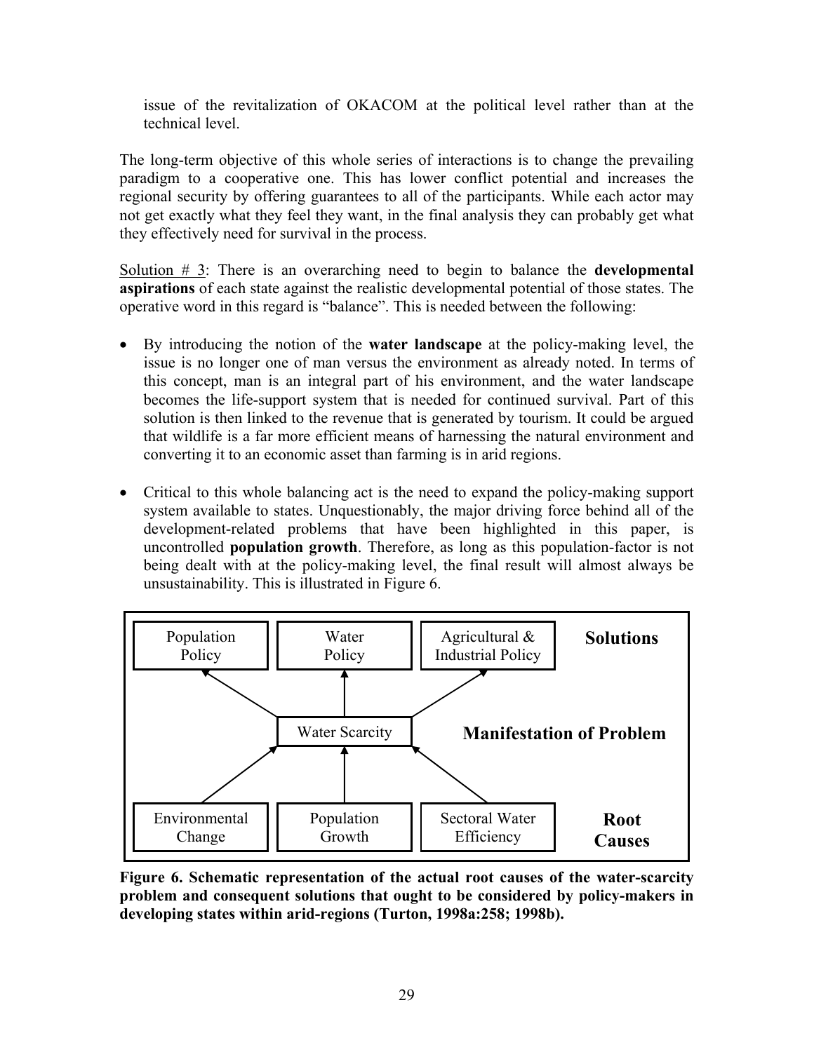issue of the revitalization of OKACOM at the political level rather than at the technical level.

The long-term objective of this whole series of interactions is to change the prevailing paradigm to a cooperative one. This has lower conflict potential and increases the regional security by offering guarantees to all of the participants. While each actor may not get exactly what they feel they want, in the final analysis they can probably get what they effectively need for survival in the process.

Solution # 3: There is an overarching need to begin to balance the **developmental aspirations** of each state against the realistic developmental potential of those states. The operative word in this regard is "balance". This is needed between the following:

- By introducing the notion of the **water landscape** at the policy-making level, the issue is no longer one of man versus the environment as already noted. In terms of this concept, man is an integral part of his environment, and the water landscape becomes the life-support system that is needed for continued survival. Part of this solution is then linked to the revenue that is generated by tourism. It could be argued that wildlife is a far more efficient means of harnessing the natural environment and converting it to an economic asset than farming is in arid regions.

- Critical to this whole balancing act is the need to expand the policy-making support system available to states. Unquestionably, the major driving force behind all of the development-related problems that have been highlighted in this paper, is uncontrolled **population growth**. Therefore, as long as this population-factor is not being dealt with at the policy-making level, the final result will almost always be unsustainability. This is illustrated in Figure 6.

**Figure 6. Schematic representation of the actual root causes of the water-scarcity problem and consequent solutions that ought to be considered by policy-makers in developing states within arid-regions (Turton, 1998a:258; 1998b).**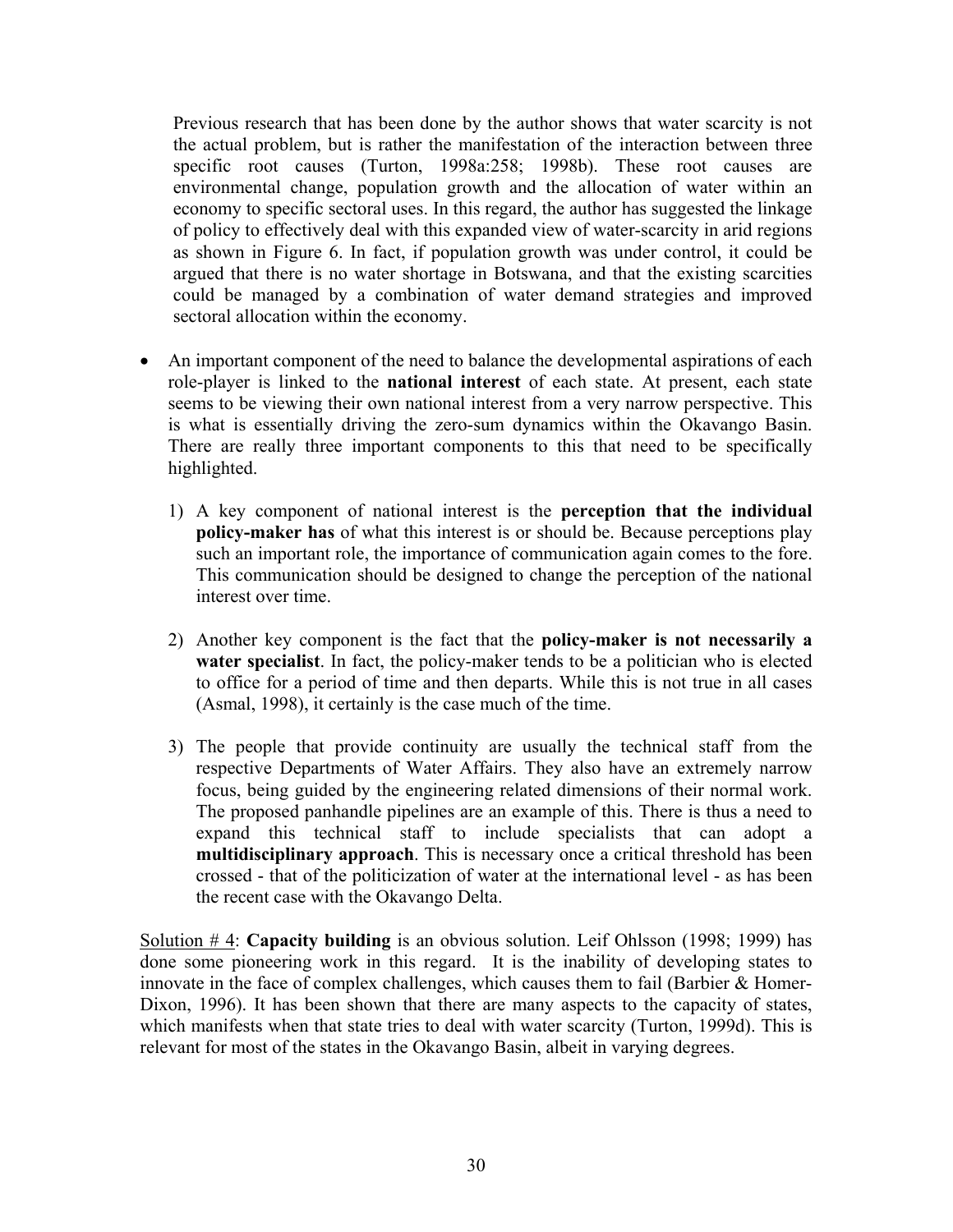Previous research that has been done by the author shows that water scarcity is not the actual problem, but is rather the manifestation of the interaction between three specific root causes (Turton, 1998a:258; 1998b). These root causes are environmental change, population growth and the allocation of water within an economy to specific sectoral uses. In this regard, the author has suggested the linkage of policy to effectively deal with this expanded view of water-scarcity in arid regions as shown in Figure 6. In fact, if population growth was under control, it could be argued that there is no water shortage in Botswana, and that the existing scarcities could be managed by a combination of water demand strategies and improved sectoral allocation within the economy.

- An important component of the need to balance the developmental aspirations of each role-player is linked to the **national interest** of each state. At present, each state seems to be viewing their own national interest from a very narrow perspective. This is what is essentially driving the zero-sum dynamics within the Okavango Basin. There are really three important components to this that need to be specifically highlighted.

  1) A key component of national interest is the **perception that the individual policy-maker has** of what this interest is or should be. Because perceptions play such an important role, the importance of communication again comes to the fore. This communication should be designed to change the perception of the national interest over time.

  2) Another key component is the fact that the **policy-maker is not necessarily a water specialist**. In fact, the policy-maker tends to be a politician who is elected to office for a period of time and then departs. While this is not true in all cases (Asmal, 1998), it certainly is the case much of the time.

  3) The people that provide continuity are usually the technical staff from the respective Departments of Water Affairs. They also have an extremely narrow focus, being guided by the engineering related dimensions of their normal work. The proposed panhandle pipelines are an example of this. There is thus a need to expand this technical staff to include specialists that can adopt a **multidisciplinary approach**. This is necessary once a critical threshold has been crossed - that of the politicization of water at the international level - as has been the recent case with the Okavango Delta.

Solution # 4: **Capacity building** is an obvious solution. Leif Ohlsson (1998; 1999) has done some pioneering work in this regard. It is the inability of developing states to innovate in the face of complex challenges, which causes them to fail (Barbier & Homer-Dixon, 1996). It has been shown that there are many aspects to the capacity of states, which manifests when that state tries to deal with water scarcity (Turton, 1999d). This is relevant for most of the states in the Okavango Basin, albeit in varying degrees.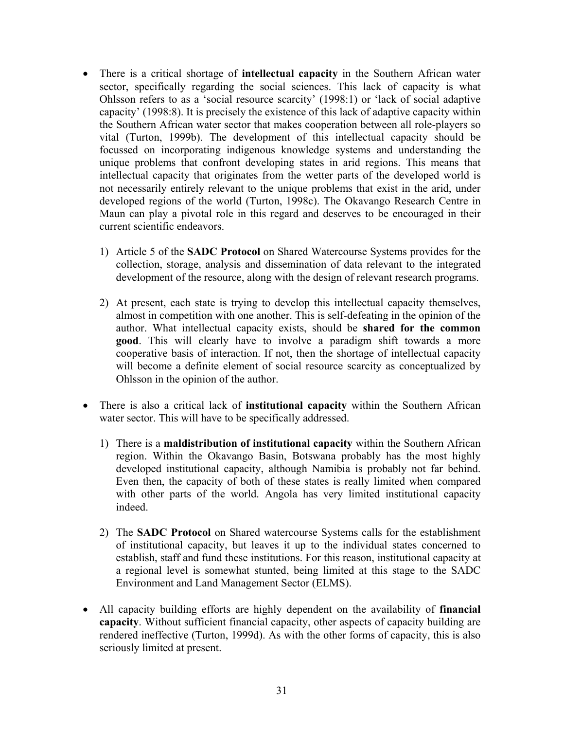- There is a critical shortage of **intellectual capacity** in the Southern African water sector, specifically regarding the social sciences. This lack of capacity is what Ohlsson refers to as a 'social resource scarcity' (1998:1) or 'lack of social adaptive capacity' (1998:8). It is precisely the existence of this lack of adaptive capacity within the Southern African water sector that makes cooperation between all role-players so vital (Turton, 1999b). The development of this intellectual capacity should be focussed on incorporating indigenous knowledge systems and understanding the unique problems that confront developing states in arid regions. This means that intellectual capacity that originates from the wetter parts of the developed world is not necessarily entirely relevant to the unique problems that exist in the arid, under developed regions of the world (Turton, 1998c). The Okavango Research Centre in Maun can play a pivotal role in this regard and deserves to be encouraged in their current scientific endeavors.

    1) Article 5 of the **SADC Protocol** on Shared Watercourse Systems provides for the collection, storage, analysis and dissemination of data relevant to the integrated development of the resource, along with the design of relevant research programs.

    2) At present, each state is trying to develop this intellectual capacity themselves, almost in competition with one another. This is self-defeating in the opinion of the author. What intellectual capacity exists, should be **shared for the common good**. This will clearly have to involve a paradigm shift towards a more cooperative basis of interaction. If not, then the shortage of intellectual capacity will become a definite element of social resource scarcity as conceptualized by Ohlsson in the opinion of the author.

- There is also a critical lack of **institutional capacity** within the Southern African water sector. This will have to be specifically addressed.

    1) There is a **maldistribution of institutional capacity** within the Southern African region. Within the Okavango Basin, Botswana probably has the most highly developed institutional capacity, although Namibia is probably not far behind. Even then, the capacity of both of these states is really limited when compared with other parts of the world. Angola has very limited institutional capacity indeed.

    2) The **SADC Protocol** on Shared watercourse Systems calls for the establishment of institutional capacity, but leaves it up to the individual states concerned to establish, staff and fund these institutions. For this reason, institutional capacity at a regional level is somewhat stunted, being limited at this stage to the SADC Environment and Land Management Sector (ELMS).

- All capacity building efforts are highly dependent on the availability of **financial capacity**. Without sufficient financial capacity, other aspects of capacity building are rendered ineffective (Turton, 1999d). As with the other forms of capacity, this is also seriously limited at present.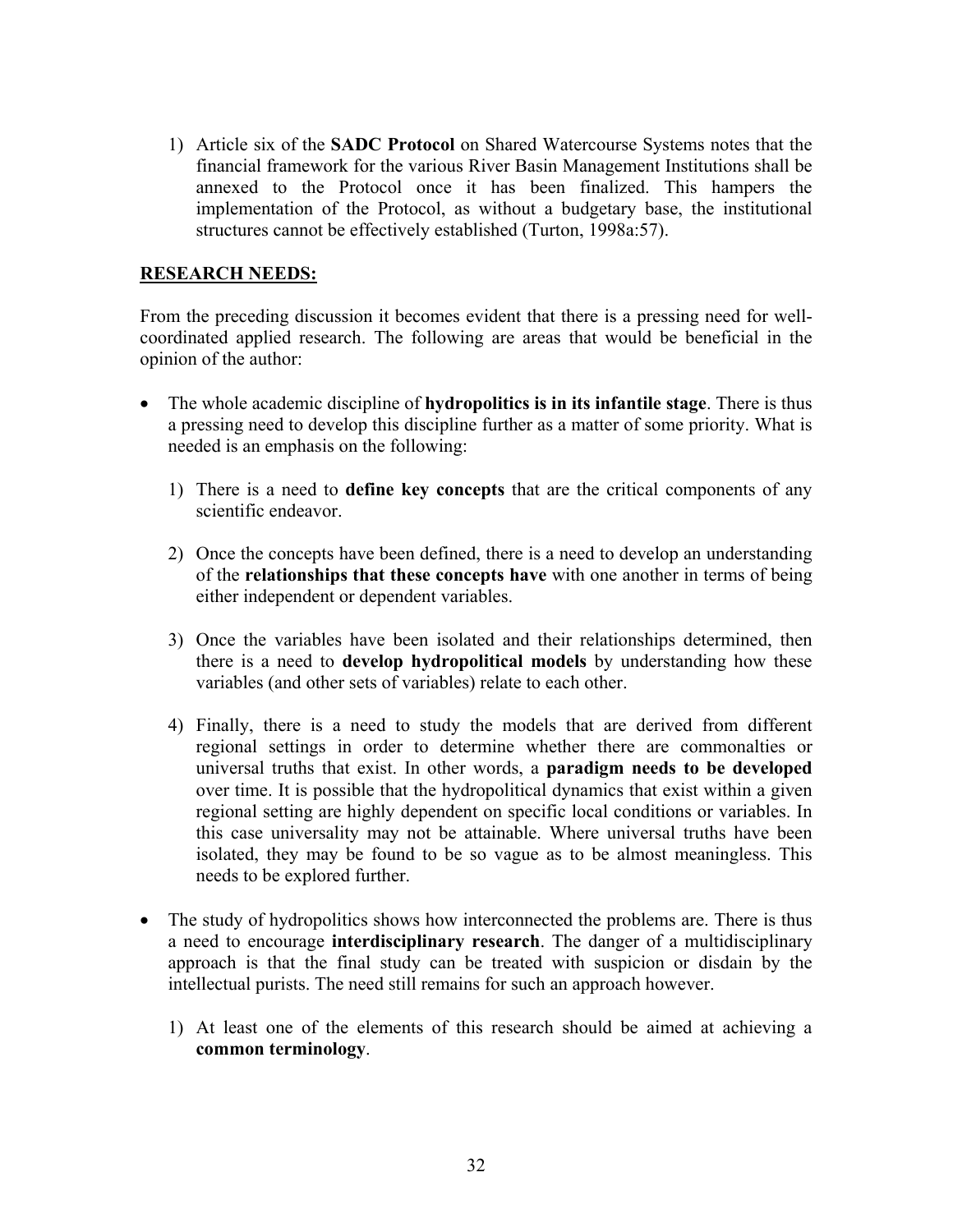1) Article six of the **SADC Protocol** on Shared Watercourse Systems notes that the financial framework for the various River Basin Management Institutions shall be annexed to the Protocol once it has been finalized. This hampers the implementation of the Protocol, as without a budgetary base, the institutional structures cannot be effectively established (Turton, 1998a:57).

**RESEARCH NEEDS:**

From the preceding discussion it becomes evident that there is a pressing need for well-coordinated applied research. The following are areas that would be beneficial in the opinion of the author:

- The whole academic discipline of **hydropolitics is in its infantile stage**. There is thus a pressing need to develop this discipline further as a matter of some priority. What is needed is an emphasis on the following:

    1) There is a need to **define key concepts** that are the critical components of any scientific endeavor.

    2) Once the concepts have been defined, there is a need to develop an understanding of the **relationships that these concepts have** with one another in terms of being either independent or dependent variables.

    3) Once the variables have been isolated and their relationships determined, then there is a need to **develop hydropolitical models** by understanding how these variables (and other sets of variables) relate to each other.

    4) Finally, there is a need to study the models that are derived from different regional settings in order to determine whether there are commonalties or universal truths that exist. In other words, a **paradigm needs to be developed** over time. It is possible that the hydropolitical dynamics that exist within a given regional setting are highly dependent on specific local conditions or variables. In this case universality may not be attainable. Where universal truths have been isolated, they may be found to be so vague as to be almost meaningless. This needs to be explored further.

- The study of hydropolitics shows how interconnected the problems are. There is thus a need to encourage **interdisciplinary research**. The danger of a multidisciplinary approach is that the final study can be treated with suspicion or disdain by the intellectual purists. The need still remains for such an approach however.

    1) At least one of the elements of this research should be aimed at achieving a **common terminology**.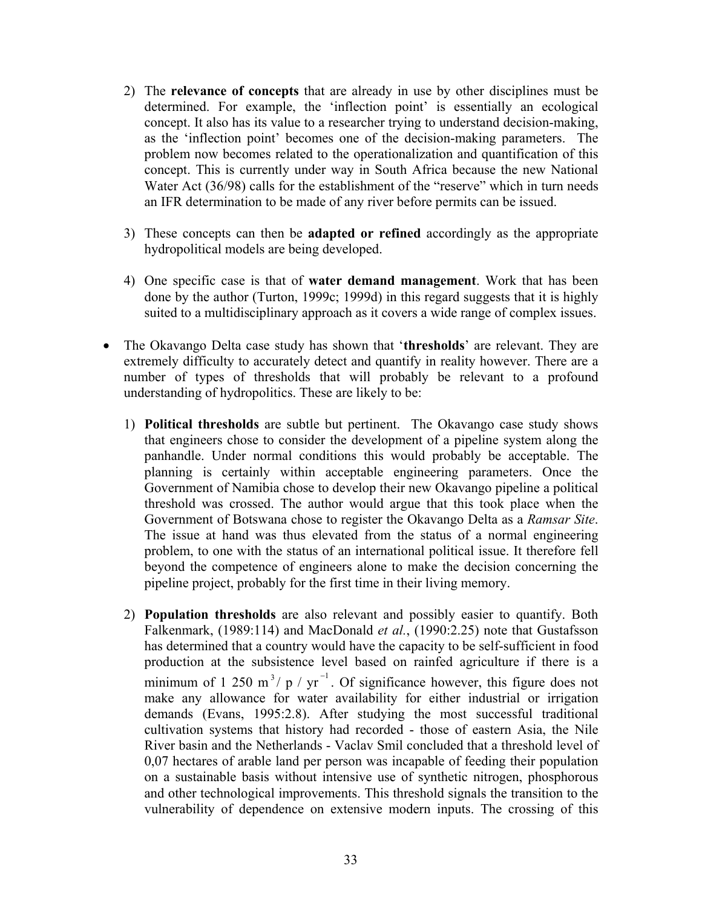2) The **relevance of concepts** that are already in use by other disciplines must be determined. For example, the 'inflection point' is essentially an ecological concept. It also has its value to a researcher trying to understand decision-making, as the 'inflection point' becomes one of the decision-making parameters. The problem now becomes related to the operationalization and quantification of this concept. This is currently under way in South Africa because the new National Water Act (36/98) calls for the establishment of the "reserve" which in turn needs an IFR determination to be made of any river before permits can be issued.

3) These concepts can then be **adapted or refined** accordingly as the appropriate hydropolitical models are being developed.

4) One specific case is that of **water demand management**. Work that has been done by the author (Turton, 1999c; 1999d) in this regard suggests that it is highly suited to a multidisciplinary approach as it covers a wide range of complex issues.

- The Okavango Delta case study has shown that '**thresholds**' are relevant. They are extremely difficulty to accurately detect and quantify in reality however. There are a number of types of thresholds that will probably be relevant to a profound understanding of hydropolitics. These are likely to be:

  1) **Political thresholds** are subtle but pertinent. The Okavango case study shows that engineers chose to consider the development of a pipeline system along the panhandle. Under normal conditions this would probably be acceptable. The planning is certainly within acceptable engineering parameters. Once the Government of Namibia chose to develop their new Okavango pipeline a political threshold was crossed. The author would argue that this took place when the Government of Botswana chose to register the Okavango Delta as a *Ramsar Site*. The issue at hand was thus elevated from the status of a normal engineering problem, to one with the status of an international political issue. It therefore fell beyond the competence of engineers alone to make the decision concerning the pipeline project, probably for the first time in their living memory.

  2) **Population thresholds** are also relevant and possibly easier to quantify. Both Falkenmark, (1989:114) and MacDonald *et al.*, (1990:2.25) note that Gustafsson has determined that a country would have the capacity to be self-sufficient in food production at the subsistence level based on rainfed agriculture if there is a minimum of 1 250 $m^3 / p / yr^{-1}$. Of significance however, this figure does not make any allowance for water availability for either industrial or irrigation demands (Evans, 1995:2.8). After studying the most successful traditional cultivation systems that history had recorded - those of eastern Asia, the Nile River basin and the Netherlands - Vaclav Smil concluded that a threshold level of 0,07 hectares of arable land per person was incapable of feeding their population on a sustainable basis without intensive use of synthetic nitrogen, phosphorous and other technological improvements. This threshold signals the transition to the vulnerability of dependence on extensive modern inputs. The crossing of this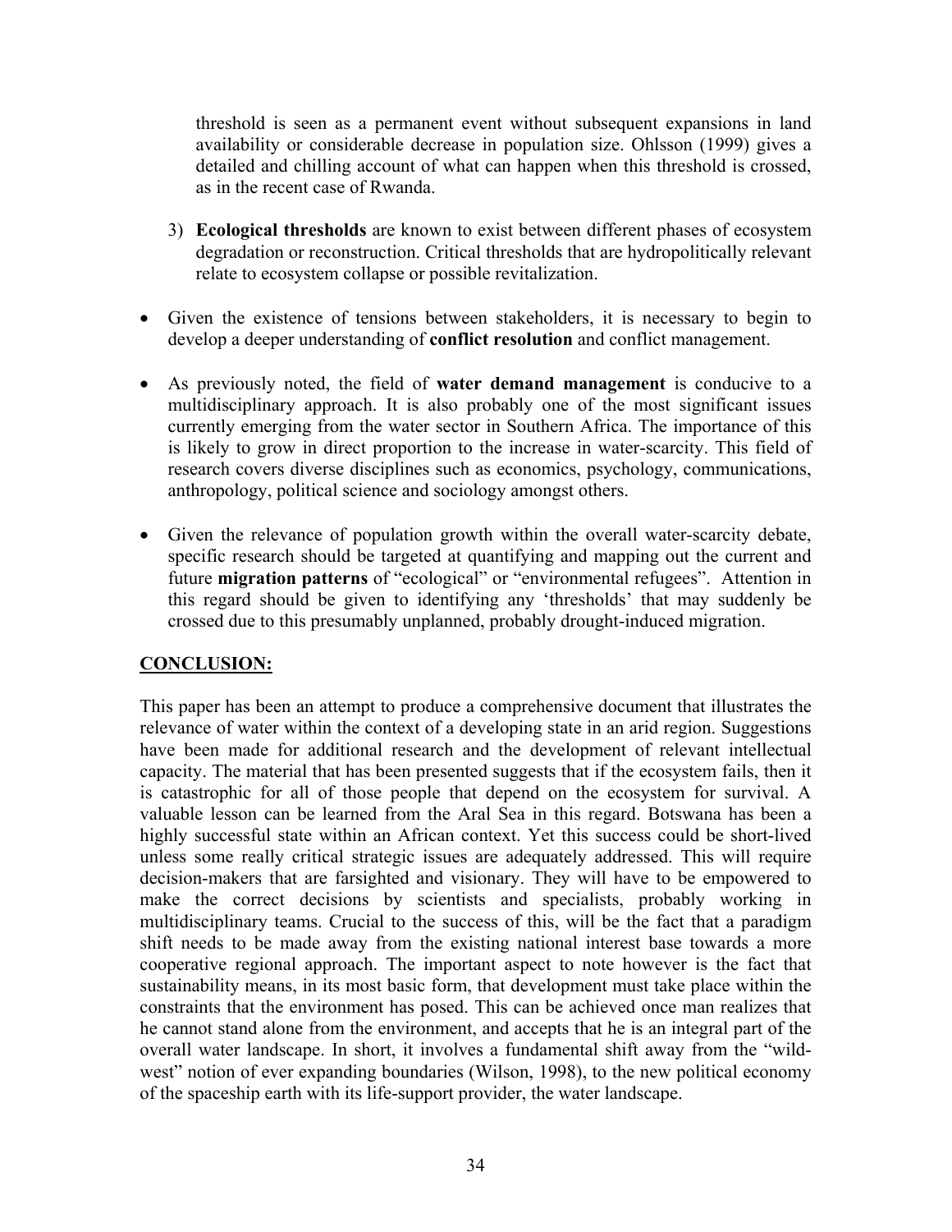threshold is seen as a permanent event without subsequent expansions in land availability or considerable decrease in population size. Ohlsson (1999) gives a detailed and chilling account of what can happen when this threshold is crossed, as in the recent case of Rwanda.

3) **Ecological thresholds** are known to exist between different phases of ecosystem degradation or reconstruction. Critical thresholds that are hydropolitically relevant relate to ecosystem collapse or possible revitalization.

- Given the existence of tensions between stakeholders, it is necessary to begin to develop a deeper understanding of **conflict resolution** and conflict management.
- As previously noted, the field of **water demand management** is conducive to a multidisciplinary approach. It is also probably one of the most significant issues currently emerging from the water sector in Southern Africa. The importance of this is likely to grow in direct proportion to the increase in water-scarcity. This field of research covers diverse disciplines such as economics, psychology, communications, anthropology, political science and sociology amongst others.
- Given the relevance of population growth within the overall water-scarcity debate, specific research should be targeted at quantifying and mapping out the current and future **migration patterns** of "ecological" or "environmental refugees". Attention in this regard should be given to identifying any 'thresholds' that may suddenly be crossed due to this presumably unplanned, probably drought-induced migration.

## CONCLUSION:

This paper has been an attempt to produce a comprehensive document that illustrates the relevance of water within the context of a developing state in an arid region. Suggestions have been made for additional research and the development of relevant intellectual capacity. The material that has been presented suggests that if the ecosystem fails, then it is catastrophic for all of those people that depend on the ecosystem for survival. A valuable lesson can be learned from the Aral Sea in this regard. Botswana has been a highly successful state within an African context. Yet this success could be short-lived unless some really critical strategic issues are adequately addressed. This will require decision-makers that are farsighted and visionary. They will have to be empowered to make the correct decisions by scientists and specialists, probably working in multidisciplinary teams. Crucial to the success of this, will be the fact that a paradigm shift needs to be made away from the existing national interest base towards a more cooperative regional approach. The important aspect to note however is the fact that sustainability means, in its most basic form, that development must take place within the constraints that the environment has posed. This can be achieved once man realizes that he cannot stand alone from the environment, and accepts that he is an integral part of the overall water landscape. In short, it involves a fundamental shift away from the "wild-west" notion of ever expanding boundaries (Wilson, 1998), to the new political economy of the spaceship earth with its life-support provider, the water landscape.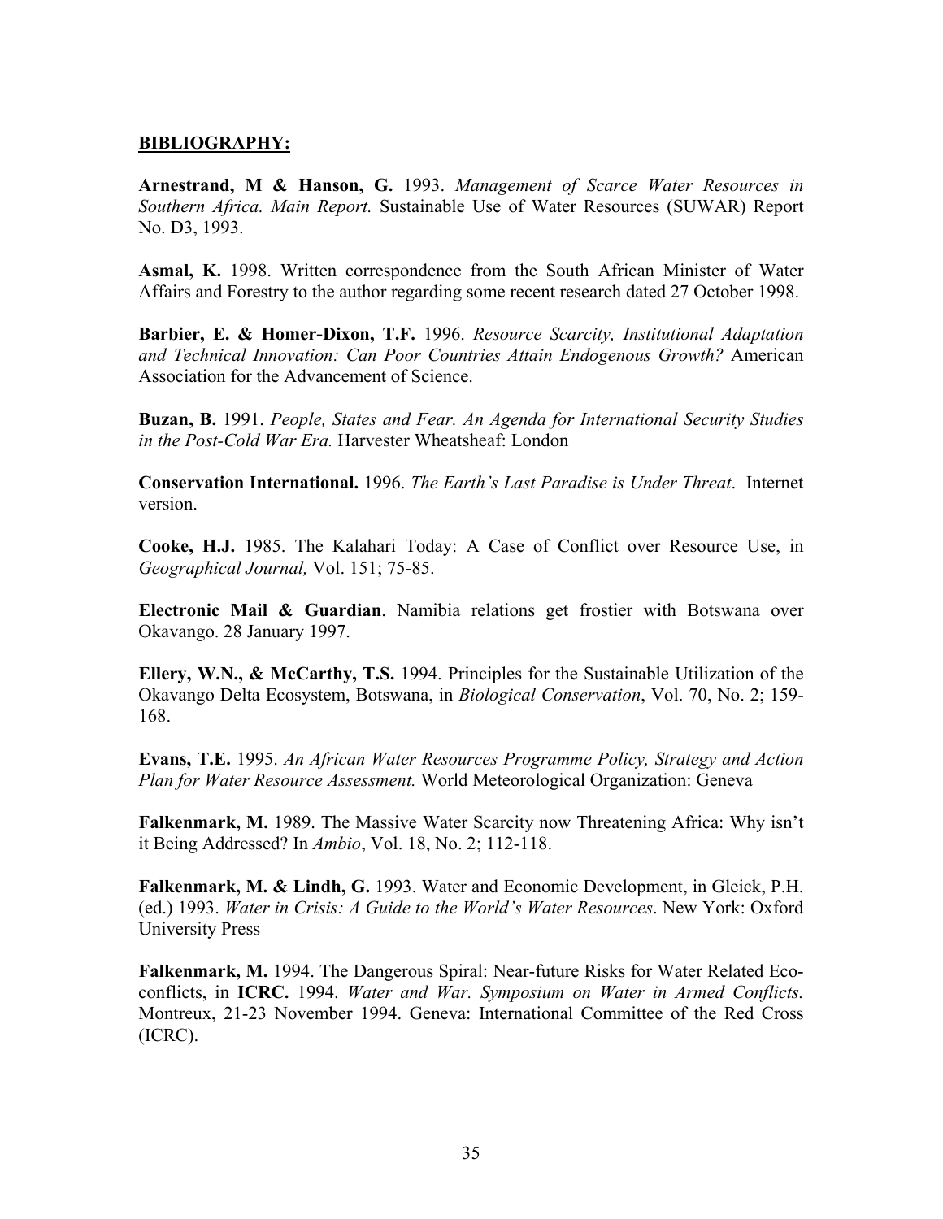**BIBLIOGRAPHY:**

**Arnestrand, M & Hanson, G.** 1993. *Management of Scarce Water Resources in Southern Africa. Main Report.* Sustainable Use of Water Resources (SUWAR) Report No. D3, 1993.

**Asmal, K.** 1998. Written correspondence from the South African Minister of Water Affairs and Forestry to the author regarding some recent research dated 27 October 1998.

**Barbier, E. & Homer-Dixon, T.F.** 1996. *Resource Scarcity, Institutional Adaptation and Technical Innovation: Can Poor Countries Attain Endogenous Growth?* American Association for the Advancement of Science.

**Buzan, B.** 1991. *People, States and Fear. An Agenda for International Security Studies in the Post-Cold War Era.* Harvester Wheatsheaf: London

**Conservation International.** 1996. *The Earth's Last Paradise is Under Threat*. Internet version.

**Cooke, H.J.** 1985. The Kalahari Today: A Case of Conflict over Resource Use, in *Geographical Journal,* Vol. 151; 75-85.

**Electronic Mail & Guardian**. Namibia relations get frostier with Botswana over Okavango. 28 January 1997.

**Ellery, W.N., & McCarthy, T.S.** 1994. Principles for the Sustainable Utilization of the Okavango Delta Ecosystem, Botswana, in *Biological Conservation*, Vol. 70, No. 2; 159-168.

**Evans, T.E.** 1995. *An African Water Resources Programme Policy, Strategy and Action Plan for Water Resource Assessment.* World Meteorological Organization: Geneva

**Falkenmark, M.** 1989. The Massive Water Scarcity now Threatening Africa: Why isn't it Being Addressed? In *Ambio*, Vol. 18, No. 2; 112-118.

**Falkenmark, M. & Lindh, G.** 1993. Water and Economic Development, in Gleick, P.H. (ed.) 1993. *Water in Crisis: A Guide to the World's Water Resources*. New York: Oxford University Press

**Falkenmark, M.** 1994. The Dangerous Spiral: Near-future Risks for Water Related Eco-conflicts, in **ICRC.** 1994. *Water and War. Symposium on Water in Armed Conflicts.* Montreux, 21-23 November 1994. Geneva: International Committee of the Red Cross (ICRC).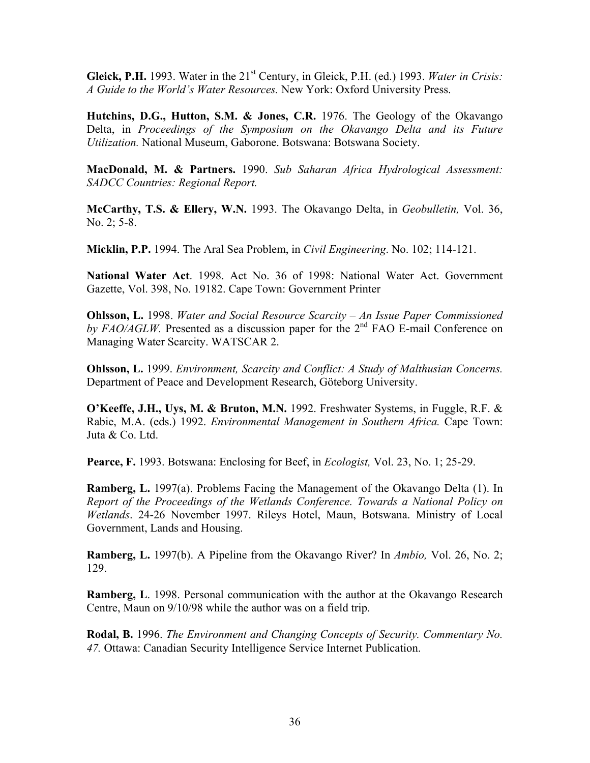**Gleick, P.H.** 1993. Water in the 21st Century, in Gleick, P.H. (ed.) 1993. *Water in Crisis: A Guide to the World's Water Resources.* New York: Oxford University Press.

**Hutchins, D.G., Hutton, S.M. & Jones, C.R.** 1976. The Geology of the Okavango Delta, in *Proceedings of the Symposium on the Okavango Delta and its Future Utilization.* National Museum, Gaborone. Botswana: Botswana Society.

**MacDonald, M. & Partners.** 1990. *Sub Saharan Africa Hydrological Assessment: SADCC Countries: Regional Report.*

**McCarthy, T.S. & Ellery, W.N.** 1993. The Okavango Delta, in *Geobulletin,* Vol. 36, No. 2; 5-8.

**Micklin, P.P.** 1994. The Aral Sea Problem, in *Civil Engineering*. No. 102; 114-121.

**National Water Act**. 1998. Act No. 36 of 1998: National Water Act. Government Gazette, Vol. 398, No. 19182. Cape Town: Government Printer

**Ohlsson, L.** 1998. *Water and Social Resource Scarcity – An Issue Paper Commissioned by FAO/AGLW.* Presented as a discussion paper for the 2nd FAO E-mail Conference on Managing Water Scarcity. WATSCAR 2.

**Ohlsson, L.** 1999. *Environment, Scarcity and Conflict: A Study of Malthusian Concerns.* Department of Peace and Development Research, Göteborg University.

**O'Keeffe, J.H., Uys, M. & Bruton, M.N.** 1992. Freshwater Systems, in Fuggle, R.F. & Rabie, M.A. (eds.) 1992. *Environmental Management in Southern Africa.* Cape Town: Juta & Co. Ltd.

**Pearce, F.** 1993. Botswana: Enclosing for Beef, in *Ecologist,* Vol. 23, No. 1; 25-29.

**Ramberg, L.** 1997(a). Problems Facing the Management of the Okavango Delta (1). In *Report of the Proceedings of the Wetlands Conference. Towards a National Policy on Wetlands*. 24-26 November 1997. Rileys Hotel, Maun, Botswana. Ministry of Local Government, Lands and Housing.

**Ramberg, L.** 1997(b). A Pipeline from the Okavango River? In *Ambio,* Vol. 26, No. 2; 129.

**Ramberg, L**. 1998. Personal communication with the author at the Okavango Research Centre, Maun on 9/10/98 while the author was on a field trip.

**Rodal, B.** 1996. *The Environment and Changing Concepts of Security. Commentary No. 47.* Ottawa: Canadian Security Intelligence Service Internet Publication.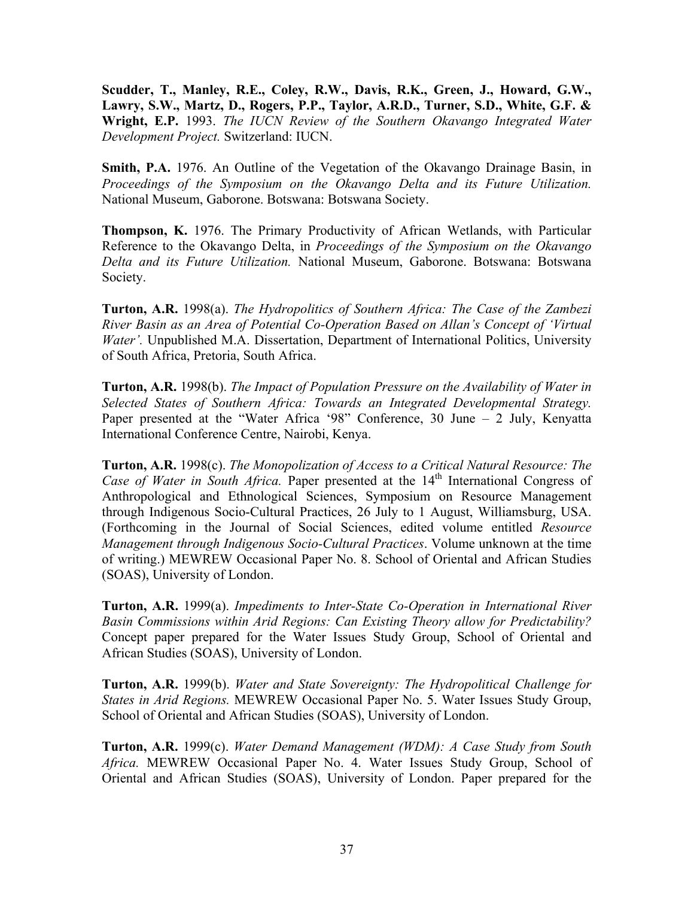**Scudder, T., Manley, R.E., Coley, R.W., Davis, R.K., Green, J., Howard, G.W., Lawry, S.W., Martz, D., Rogers, P.P., Taylor, A.R.D., Turner, S.D., White, G.F. & Wright, E.P.** 1993. *The IUCN Review of the Southern Okavango Integrated Water Development Project.* Switzerland: IUCN.

**Smith, P.A.** 1976. An Outline of the Vegetation of the Okavango Drainage Basin, in *Proceedings of the Symposium on the Okavango Delta and its Future Utilization.* National Museum, Gaborone. Botswana: Botswana Society.

**Thompson, K.** 1976. The Primary Productivity of African Wetlands, with Particular Reference to the Okavango Delta, in *Proceedings of the Symposium on the Okavango Delta and its Future Utilization.* National Museum, Gaborone. Botswana: Botswana Society.

**Turton, A.R.** 1998(a). *The Hydropolitics of Southern Africa: The Case of the Zambezi River Basin as an Area of Potential Co-Operation Based on Allan's Concept of 'Virtual Water'.* Unpublished M.A. Dissertation, Department of International Politics, University of South Africa, Pretoria, South Africa.

**Turton, A.R.** 1998(b). *The Impact of Population Pressure on the Availability of Water in Selected States of Southern Africa: Towards an Integrated Developmental Strategy.* Paper presented at the "Water Africa '98" Conference, 30 June – 2 July, Kenyatta International Conference Centre, Nairobi, Kenya.

**Turton, A.R.** 1998(c). *The Monopolization of Access to a Critical Natural Resource: The Case of Water in South Africa.* Paper presented at the 14th International Congress of Anthropological and Ethnological Sciences, Symposium on Resource Management through Indigenous Socio-Cultural Practices, 26 July to 1 August, Williamsburg, USA. (Forthcoming in the Journal of Social Sciences, edited volume entitled *Resource Management through Indigenous Socio-Cultural Practices*. Volume unknown at the time of writing.) MEWREW Occasional Paper No. 8. School of Oriental and African Studies (SOAS), University of London.

**Turton, A.R.** 1999(a). *Impediments to Inter-State Co-Operation in International River Basin Commissions within Arid Regions: Can Existing Theory allow for Predictability?* Concept paper prepared for the Water Issues Study Group, School of Oriental and African Studies (SOAS), University of London.

**Turton, A.R.** 1999(b). *Water and State Sovereignty: The Hydropolitical Challenge for States in Arid Regions.* MEWREW Occasional Paper No. 5. Water Issues Study Group, School of Oriental and African Studies (SOAS), University of London.

**Turton, A.R.** 1999(c). *Water Demand Management (WDM): A Case Study from South Africa.* MEWREW Occasional Paper No. 4. Water Issues Study Group, School of Oriental and African Studies (SOAS), University of London. Paper prepared for the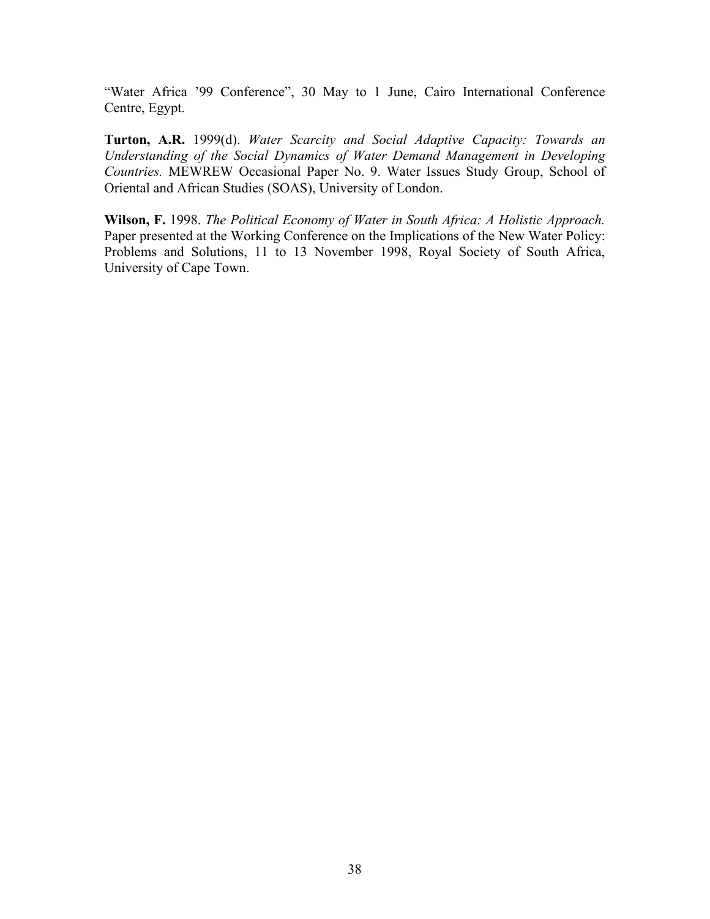"Water Africa '99 Conference", 30 May to 1 June, Cairo International Conference Centre, Egypt.

**Turton, A.R.** 1999(d). *Water Scarcity and Social Adaptive Capacity: Towards an Understanding of the Social Dynamics of Water Demand Management in Developing Countries.* MEWREW Occasional Paper No. 9. Water Issues Study Group, School of Oriental and African Studies (SOAS), University of London.

**Wilson, F.** 1998. *The Political Economy of Water in South Africa: A Holistic Approach.* Paper presented at the Working Conference on the Implications of the New Water Policy: Problems and Solutions, 11 to 13 November 1998, Royal Society of South Africa, University of Cape Town.